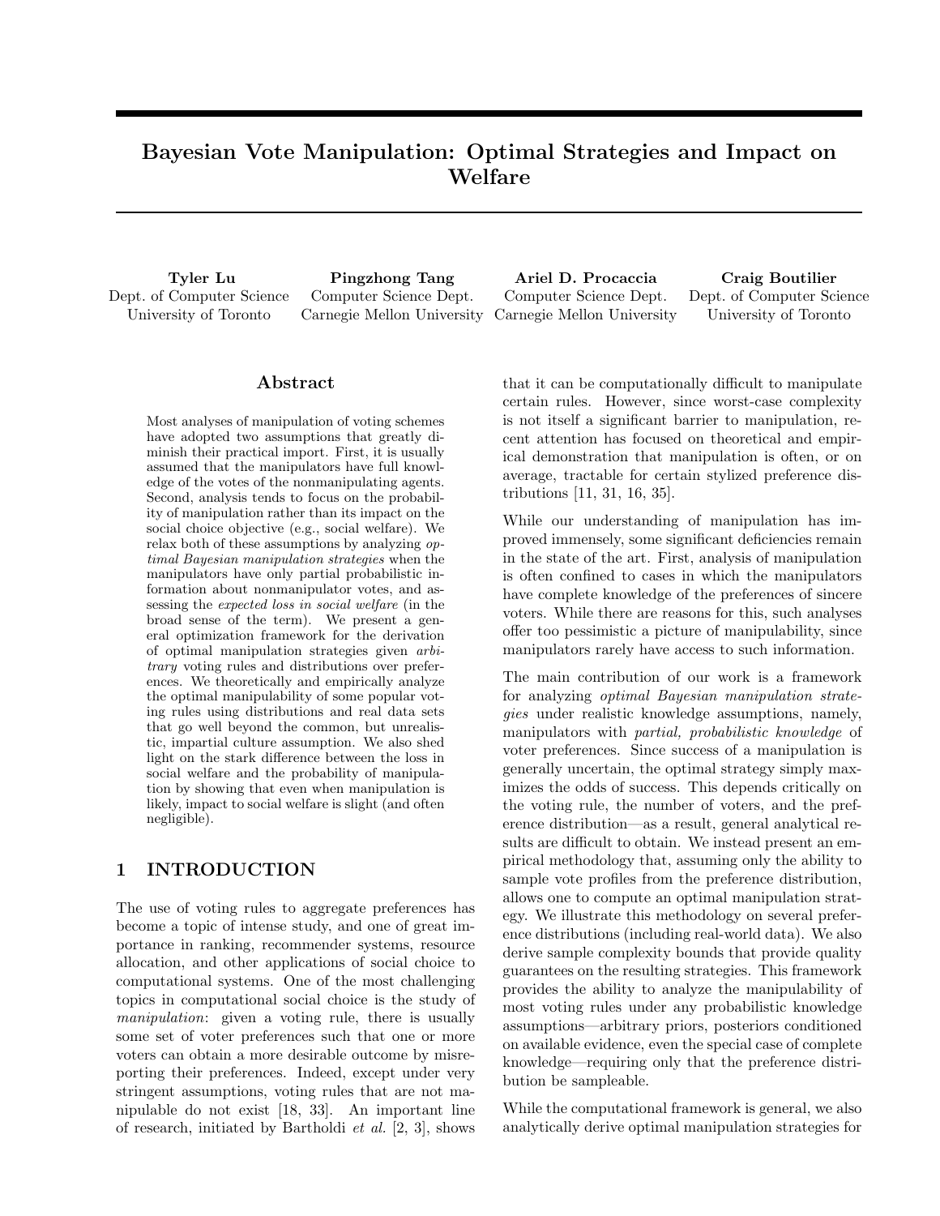# Bayesian Vote Manipulation: Optimal Strategies and Impact on Welfare

**Tyler Lu**
Dept. of Computer Science
University of Toronto

**Pingzhong Tang**
Computer Science Dept.
Carnegie Mellon University

**Ariel D. Procaccia**
Computer Science Dept.
Carnegie Mellon University

**Craig Boutilier**
Dept. of Computer Science
University of Toronto

## Abstract

Most analyses of manipulation of voting schemes have adopted two assumptions that greatly diminish their practical import. First, it is usually assumed that the manipulators have full knowledge of the votes of the nonmanipulating agents. Second, analysis tends to focus on the probability of manipulation rather than its impact on the social choice objective (e.g., social welfare). We relax both of these assumptions by analyzing *optimal Bayesian manipulation strategies* when the manipulators have only partial probabilistic information about nonmanipulator votes, and assessing the *expected loss in social welfare* (in the broad sense of the term). We present a general optimization framework for the derivation of optimal manipulation strategies given *arbitrary* voting rules and distributions over preferences. We theoretically and empirically analyze the optimal manipulability of some popular voting rules using distributions and real data sets that go well beyond the common, but unrealistic, impartial culture assumption. We also shed light on the stark difference between the loss in social welfare and the probability of manipulation by showing that even when manipulation is likely, impact to social welfare is slight (and often negligible).

## 1 INTRODUCTION

The use of voting rules to aggregate preferences has become a topic of intense study, and one of great importance in ranking, recommender systems, resource allocation, and other applications of social choice to computational systems. One of the most challenging topics in computational social choice is the study of *manipulation*: given a voting rule, there is usually some set of voter preferences such that one or more voters can obtain a more desirable outcome by misreporting their preferences. Indeed, except under very stringent assumptions, voting rules that are not manipulable do not exist [18, 33]. An important line of research, initiated by Bartholdi *et al.* [2, 3], shows that it can be computationally difficult to manipulate certain rules. However, since worst-case complexity is not itself a significant barrier to manipulation, recent attention has focused on theoretical and empirical demonstration that manipulation is often, or on average, tractable for certain stylized preference distributions [11, 31, 16, 35].

While our understanding of manipulation has improved immensely, some significant deficiencies remain in the state of the art. First, analysis of manipulation is often confined to cases in which the manipulators have complete knowledge of the preferences of sincere voters. While there are reasons for this, such analyses offer too pessimistic a picture of manipulability, since manipulators rarely have access to such information.

The main contribution of our work is a framework for analyzing *optimal Bayesian manipulation strategies* under realistic knowledge assumptions, namely, manipulators with *partial, probabilistic knowledge* of voter preferences. Since success of a manipulation is generally uncertain, the optimal strategy simply maximizes the odds of success. This depends critically on the voting rule, the number of voters, and the preference distribution—as a result, general analytical results are difficult to obtain. We instead present an empirical methodology that, assuming only the ability to sample vote profiles from the preference distribution, allows one to compute an optimal manipulation strategy. We illustrate this methodology on several preference distributions (including real-world data). We also derive sample complexity bounds that provide quality guarantees on the resulting strategies. This framework provides the ability to analyze the manipulability of most voting rules under any probabilistic knowledge assumptions—arbitrary priors, posteriors conditioned on available evidence, even the special case of complete knowledge—requiring only that the preference distribution be sampleable.

While the computational framework is general, we also analytically derive optimal manipulation strategies for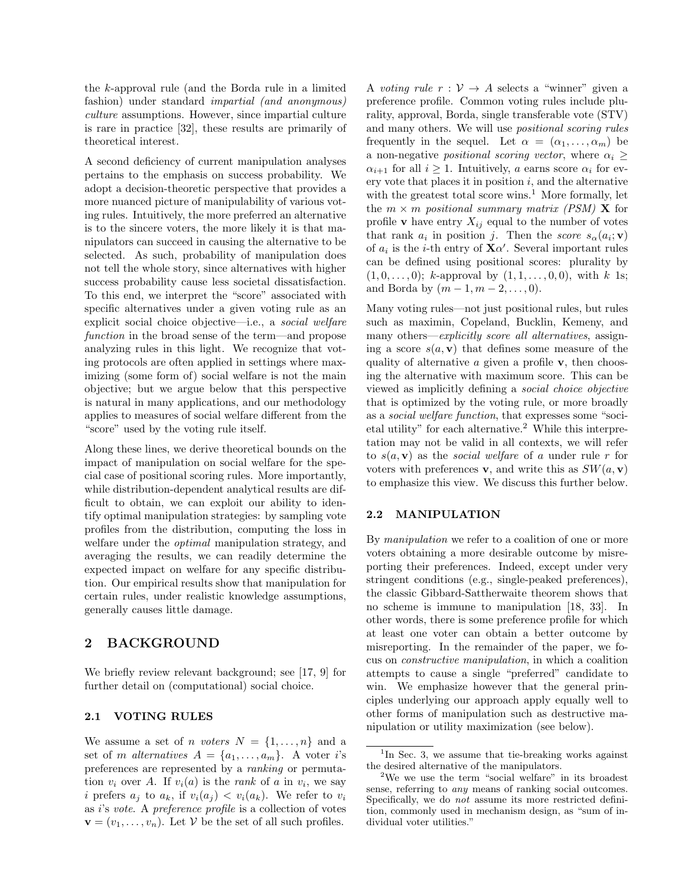the $k$-approval rule (and the Borda rule in a limited fashion) under standard *impartial (and anonymous) culture* assumptions. However, since impartial culture is rare in practice [32], these results are primarily of theoretical interest.

A second deficiency of current manipulation analyses pertains to the emphasis on success probability. We adopt a decision-theoretic perspective that provides a more nuanced picture of manipulability of various voting rules. Intuitively, the more preferred an alternative is to the sincere voters, the more likely it is that manipulators can succeed in causing the alternative to be selected. As such, probability of manipulation does not tell the whole story, since alternatives with higher success probability cause less societal dissatisfaction. To this end, we interpret the "score" associated with specific alternatives under a given voting rule as an explicit social choice objective—i.e., a *social welfare function* in the broad sense of the term—and propose analyzing rules in this light. We recognize that voting protocols are often applied in settings where maximizing (some form of) social welfare is not the main objective; but we argue below that this perspective is natural in many applications, and our methodology applies to measures of social welfare different from the "score" used by the voting rule itself.

Along these lines, we derive theoretical bounds on the impact of manipulation on social welfare for the special case of positional scoring rules. More importantly, while distribution-dependent analytical results are difficult to obtain, we can exploit our ability to identify optimal manipulation strategies: by sampling vote profiles from the distribution, computing the loss in welfare under the *optimal* manipulation strategy, and averaging the results, we can readily determine the expected impact on welfare for any specific distribution. Our empirical results show that manipulation for certain rules, under realistic knowledge assumptions, generally causes little damage.

## 2 BACKGROUND

We briefly review relevant background; see [17, 9] for further detail on (computational) social choice.

### 2.1 VOTING RULES

We assume a set of $n$ *voters* $N = \{1, \ldots, n\}$ and a set of $m$ *alternatives* $A = \{a_1, \ldots, a_m\}$. A voter $i$'s preferences are represented by a *ranking* or permutation $v_i$ over $A$. If $v_i(a)$ is the *rank* of $a$ in $v_i$, we say $i$ prefers $a_j$ to $a_k$, if $v_i(a_j) < v_i(a_k)$. We refer to $v_i$ as $i$'s *vote*. A *preference profile* is a collection of votes $\mathbf{v} = (v_1, \ldots, v_n)$. Let $\mathcal{V}$ be the set of all such profiles.

A *voting rule* $r : \mathcal{V} \to A$ selects a "winner" given a preference profile. Common voting rules include plurality, approval, Borda, single transferable vote (STV) and many others. We will use *positional scoring rules* frequently in the sequel. Let $\alpha = (\alpha_1, \ldots, \alpha_m)$ be a non-negative *positional scoring vector*, where $\alpha_i \geq \alpha_{i+1}$ for all $i \geq 1$. Intuitively, $a$ earns score $\alpha_i$ for every vote that places it in position $i$, and the alternative with the greatest total score wins.[1] More formally, let the $m \times m$ *positional summary matrix (PSM)* $\mathbf{X}$ for profile $\mathbf{v}$ have entry $X_{ij}$ equal to the number of votes that rank $a_i$ in position $j$. Then the *score* $s_\alpha(a_i; \mathbf{v})$ of $a_i$ is the $i$-th entry of $\mathbf{X}\alpha'$. Several important rules can be defined using positional scores: plurality by $(1, 0, \ldots, 0)$; $k$-approval by $(1, 1, \ldots, 0, 0)$, with $k$ 1s; and Borda by $(m-1, m-2, \ldots, 0)$.

Many voting rules—not just positional rules, but rules such as maximin, Copeland, Bucklin, Kemeny, and many others—*explicitly score all alternatives*, assigning a score $s(a, \mathbf{v})$ that defines some measure of the quality of alternative $a$ given a profile $\mathbf{v}$, then choosing the alternative with maximum score. This can be viewed as implicitly defining a *social choice objective* that is optimized by the voting rule, or more broadly as a *social welfare function*, that expresses some "societal utility" for each alternative.[2] While this interpretation may not be valid in all contexts, we will refer to $s(a, \mathbf{v})$ as the *social welfare* of $a$ under rule $r$ for voters with preferences $\mathbf{v}$, and write this as $SW(a, \mathbf{v})$ to emphasize this view. We discuss this further below.

### 2.2 MANIPULATION

By *manipulation* we refer to a coalition of one or more voters obtaining a more desirable outcome by misreporting their preferences. Indeed, except under very stringent conditions (e.g., single-peaked preferences), the classic Gibbard-Sattherwaite theorem shows that no scheme is immune to manipulation [18, 33]. In other words, there is some preference profile for which at least one voter can obtain a better outcome by misreporting. In the remainder of the paper, we focus on *constructive manipulation*, in which a coalition attempts to cause a single "preferred" candidate to win. We emphasize however that the general principles underlying our approach apply equally well to other forms of manipulation such as destructive manipulation or utility maximization (see below).

---

[1] In Sec. 3, we assume that tie-breaking works against the desired alternative of the manipulators.

[2] We we use the term "social welfare" in its broadest sense, referring to *any* means of ranking social outcomes. Specifically, we do *not* assume its more restricted definition, commonly used in mechanism design, as "sum of individual voter utilities."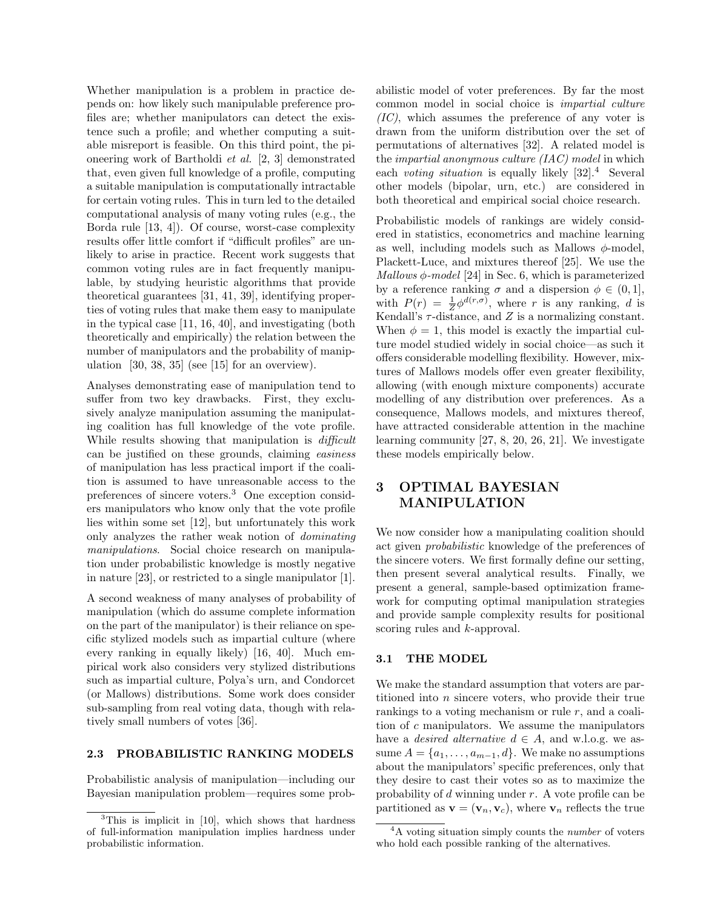Whether manipulation is a problem in practice depends on: how likely such manipulable preference profiles are; whether manipulators can detect the existence such a profile; and whether computing a suitable misreport is feasible. On this third point, the pioneering work of Bartholdi *et al.* [2, 3] demonstrated that, even given full knowledge of a profile, computing a suitable manipulation is computationally intractable for certain voting rules. This in turn led to the detailed computational analysis of many voting rules (e.g., the Borda rule [13, 4]). Of course, worst-case complexity results offer little comfort if "difficult profiles" are unlikely to arise in practice. Recent work suggests that common voting rules are in fact frequently manipulable, by studying heuristic algorithms that provide theoretical guarantees [31, 41, 39], identifying properties of voting rules that make them easy to manipulate in the typical case [11, 16, 40], and investigating (both theoretically and empirically) the relation between the number of manipulators and the probability of manipulation [30, 38, 35] (see [15] for an overview).

Analyses demonstrating ease of manipulation tend to suffer from two key drawbacks. First, they exclusively analyze manipulation assuming the manipulating coalition has full knowledge of the vote profile. While results showing that manipulation is *difficult* can be justified on these grounds, claiming *easiness* of manipulation has less practical import if the coalition is assumed to have unreasonable access to the preferences of sincere voters.[3] One exception considers manipulators who know only that the vote profile lies within some set [12], but unfortunately this work only analyzes the rather weak notion of *dominating manipulations*. Social choice research on manipulation under probabilistic knowledge is mostly negative in nature [23], or restricted to a single manipulator [1].

A second weakness of many analyses of probability of manipulation (which do assume complete information on the part of the manipulator) is their reliance on specific stylized models such as impartial culture (where every ranking in equally likely) [16, 40]. Much empirical work also considers very stylized distributions such as impartial culture, Polya's urn, and Condorcet (or Mallows) distributions. Some work does consider sub-sampling from real voting data, though with relatively small numbers of votes [36].

### 2.3 PROBABILISTIC RANKING MODELS

Probabilistic analysis of manipulation—including our Bayesian manipulation problem—requires some probabilistic model of voter preferences. By far the most common model in social choice is *impartial culture (IC)*, which assumes the preference of any voter is drawn from the uniform distribution over the set of permutations of alternatives [32]. A related model is the *impartial anonymous culture (IAC) model* in which each *voting situation* is equally likely [32].[4] Several other models (bipolar, urn, etc.) are considered in both theoretical and empirical social choice research.

Probabilistic models of rankings are widely considered in statistics, econometrics and machine learning as well, including models such as Mallows $\phi$-model, Plackett-Luce, and mixtures thereof [25]. We use the *Mallows $\phi$-model* [24] in Sec. 6, which is parameterized by a reference ranking $\sigma$ and a dispersion $\phi \in (0, 1]$, with $P(r) = \frac{1}{Z}\phi^{d(r,\sigma)}$, where $r$ is any ranking, $d$ is Kendall's $\tau$-distance, and $Z$ is a normalizing constant. When $\phi = 1$, this model is exactly the impartial culture model studied widely in social choice—as such it offers considerable modelling flexibility. However, mixtures of Mallows models offer even greater flexibility, allowing (with enough mixture components) accurate modelling of any distribution over preferences. As a consequence, Mallows models, and mixtures thereof, have attracted considerable attention in the machine learning community [27, 8, 20, 26, 21]. We investigate these models empirically below.

## 3 OPTIMAL BAYESIAN MANIPULATION

We now consider how a manipulating coalition should act given *probabilistic* knowledge of the preferences of the sincere voters. We first formally define our setting, then present several analytical results. Finally, we present a general, sample-based optimization framework for computing optimal manipulation strategies and provide sample complexity results for positional scoring rules and $k$-approval.

### 3.1 THE MODEL

We make the standard assumption that voters are partitioned into $n$ sincere voters, who provide their true rankings to a voting mechanism or rule $r$, and a coalition of $c$ manipulators. We assume the manipulators have a *desired alternative* $d \in A$, and w.l.o.g. we assume $A = \{a_1, \ldots, a_{m-1}, d\}$. We make no assumptions about the manipulators' specific preferences, only that they desire to cast their votes so as to maximize the probability of $d$ winning under $r$. A vote profile can be partitioned as $\mathbf{v} = (\mathbf{v}_n, \mathbf{v}_c)$, where $\mathbf{v}_n$ reflects the true

[3] This is implicit in [10], which shows that hardness of full-information manipulation implies hardness under probabilistic information.

[4] A voting situation simply counts the *number* of voters who hold each possible ranking of the alternatives.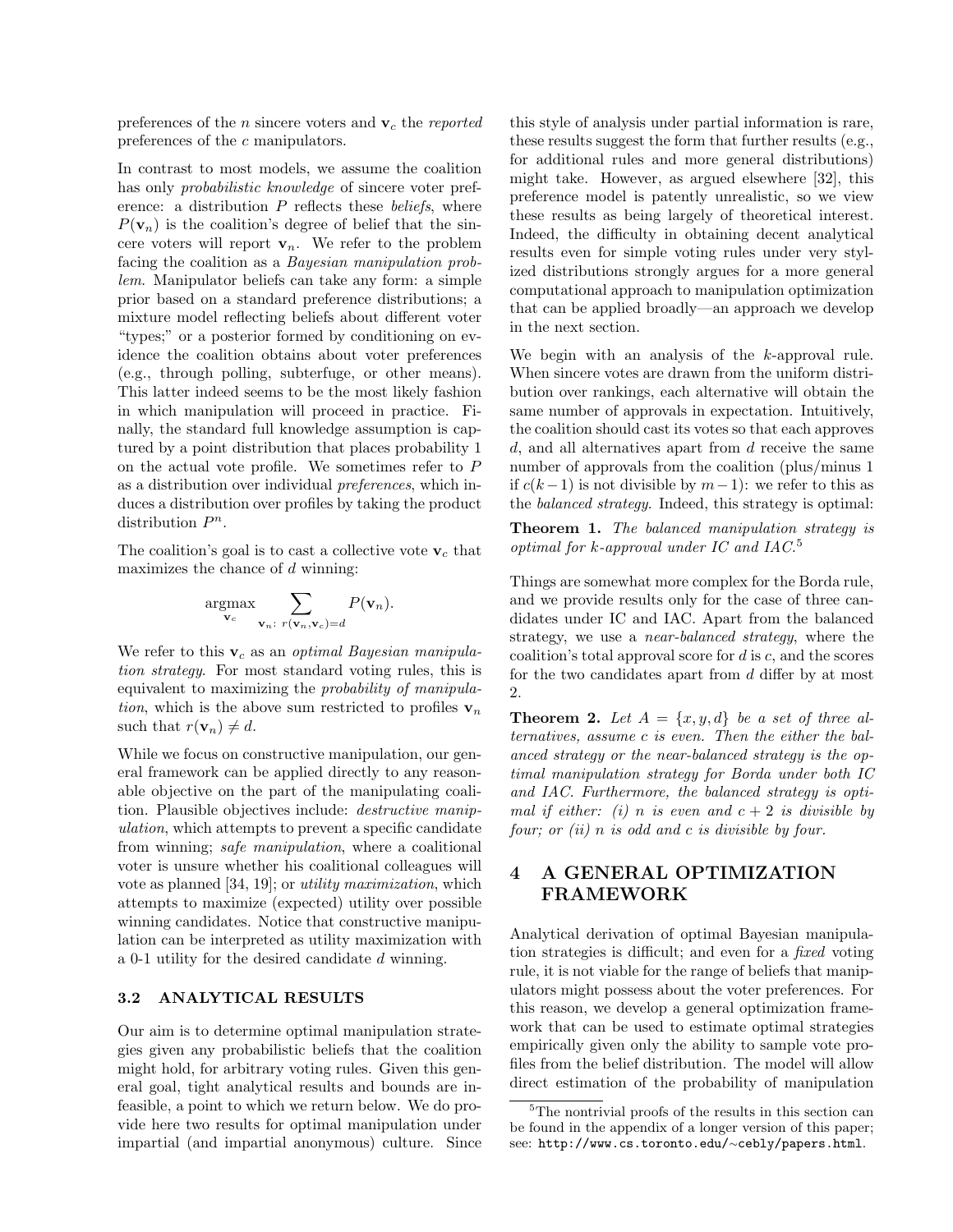preferences of the $n$ sincere voters and $\mathbf{v}_c$ the *reported* preferences of the $c$ manipulators.

In contrast to most models, we assume the coalition has only *probabilistic knowledge* of sincere voter preference: a distribution $P$ reflects these *beliefs*, where $P(\mathbf{v}_n)$ is the coalition's degree of belief that the sincere voters will report $\mathbf{v}_n$. We refer to the problem facing the coalition as a *Bayesian manipulation problem.* Manipulator beliefs can take any form: a simple prior based on a standard preference distributions; a mixture model reflecting beliefs about different voter "types;" or a posterior formed by conditioning on evidence the coalition obtains about voter preferences (e.g., through polling, subterfuge, or other means). This latter indeed seems to be the most likely fashion in which manipulation will proceed in practice. Finally, the standard full knowledge assumption is captured by a point distribution that places probability 1 on the actual vote profile. We sometimes refer to $P$ as a distribution over individual *preferences*, which induces a distribution over profiles by taking the product distribution $P^n$.

The coalition's goal is to cast a collective vote $\mathbf{v}_c$ that maximizes the chance of $d$ winning:

$$\underset{\mathbf{v}_c}{\operatorname{argmax}} \sum_{\mathbf{v}_n:\ r(\mathbf{v}_n, \mathbf{v}_c) = d} P(\mathbf{v}_n).$$

We refer to this $\mathbf{v}_c$ as an *optimal Bayesian manipulation strategy*. For most standard voting rules, this is equivalent to maximizing the *probability of manipulation*, which is the above sum restricted to profiles $\mathbf{v}_n$ such that $r(\mathbf{v}_n) \neq d$.

While we focus on constructive manipulation, our general framework can be applied directly to any reasonable objective on the part of the manipulating coalition. Plausible objectives include: *destructive manipulation*, which attempts to prevent a specific candidate from winning; *safe manipulation*, where a coalitional voter is unsure whether his coalitional colleagues will vote as planned [34, 19]; or *utility maximization*, which attempts to maximize (expected) utility over possible winning candidates. Notice that constructive manipulation can be interpreted as utility maximization with a 0-1 utility for the desired candidate $d$ winning.

### 3.2 ANALYTICAL RESULTS

Our aim is to determine optimal manipulation strategies given any probabilistic beliefs that the coalition might hold, for arbitrary voting rules. Given this general goal, tight analytical results and bounds are infeasible, a point to which we return below. We do provide here two results for optimal manipulation under impartial (and impartial anonymous) culture. Since this style of analysis under partial information is rare, these results suggest the form that further results (e.g., for additional rules and more general distributions) might take. However, as argued elsewhere [32], this preference model is patently unrealistic, so we view these results as being largely of theoretical interest. Indeed, the difficulty in obtaining decent analytical results even for simple voting rules under very stylized distributions strongly argues for a more general computational approach to manipulation optimization that can be applied broadly—an approach we develop in the next section.

We begin with an analysis of the $k$-approval rule. When sincere votes are drawn from the uniform distribution over rankings, each alternative will obtain the same number of approvals in expectation. Intuitively, the coalition should cast its votes so that each approves $d$, and all alternatives apart from $d$ receive the same number of approvals from the coalition (plus/minus 1 if $c(k-1)$ is not divisible by $m-1$): we refer to this as the *balanced strategy*. Indeed, this strategy is optimal:

**Theorem 1.** *The balanced manipulation strategy is optimal for k-approval under IC and IAC.*[5]

Things are somewhat more complex for the Borda rule, and we provide results only for the case of three candidates under IC and IAC. Apart from the balanced strategy, we use a *near-balanced strategy*, where the coalition's total approval score for $d$ is $c$, and the scores for the two candidates apart from $d$ differ by at most 2.

**Theorem 2.** *Let $A = \{x, y, d\}$ be a set of three alternatives, assume $c$ is even. Then the either the balanced strategy or the near-balanced strategy is the optimal manipulation strategy for Borda under both IC and IAC. Furthermore, the balanced strategy is optimal if either: (i) $n$ is even and $c+2$ is divisible by four; or (ii) $n$ is odd and $c$ is divisible by four.*

## 4 A GENERAL OPTIMIZATION FRAMEWORK

Analytical derivation of optimal Bayesian manipulation strategies is difficult; and even for a *fixed* voting rule, it is not viable for the range of beliefs that manipulators might possess about the voter preferences. For this reason, we develop a general optimization framework that can be used to estimate optimal strategies empirically given only the ability to sample vote profiles from the belief distribution. The model will allow direct estimation of the probability of manipulation

[5] The nontrivial proofs of the results in this section can be found in the appendix of a longer version of this paper; see: http://www.cs.toronto.edu/~cebly/papers.html.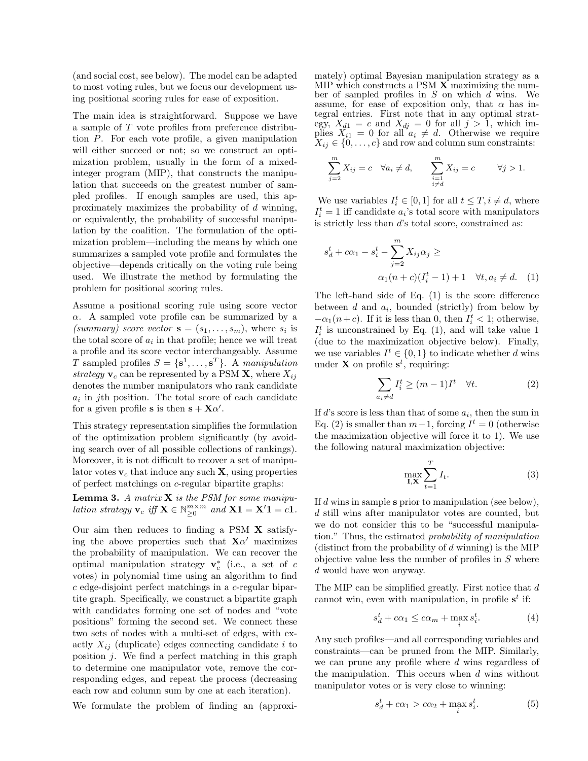(and social cost, see below). The model can be adapted to most voting rules, but we focus our development using positional scoring rules for ease of exposition.

The main idea is straightforward. Suppose we have a sample of $T$ vote profiles from preference distribution $P$. For each vote profile, a given manipulation will either succeed or not; so we construct an optimization problem, usually in the form of a mixed-integer program (MIP), that constructs the manipulation that succeeds on the greatest number of sampled profiles. If enough samples are used, this approximately maximizes the probability of $d$ winning, or equivalently, the probability of successful manipulation by the coalition. The formulation of the optimization problem—including the means by which one summarizes a sampled vote profile and formulates the objective—depends critically on the voting rule being used. We illustrate the method by formulating the problem for positional scoring rules.

Assume a positional scoring rule using score vector $\alpha$. A sampled vote profile can be summarized by a *(summary) score vector* $\mathbf{s} = (s_1, \ldots, s_m)$, where $s_i$ is the total score of $a_i$ in that profile; hence we will treat a profile and its score vector interchangeably. Assume $T$ sampled profiles $S = \{\mathbf{s}^1, \ldots, \mathbf{s}^T\}$. A *manipulation strategy* $\mathbf{v}_c$ can be represented by a PSM $\mathbf{X}$, where $X_{ij}$ denotes the number manipulators who rank candidate $a_i$ in $j$th position. The total score of each candidate for a given profile $\mathbf{s}$ is then $\mathbf{s} + \mathbf{X}\alpha'$.

This strategy representation simplifies the formulation of the optimization problem significantly (by avoiding search over of all possible collections of rankings). Moreover, it is not difficult to recover a set of manipulator votes $\mathbf{v}_c$ that induce any such $\mathbf{X}$, using properties of perfect matchings on $c$-regular bipartite graphs:

**Lemma 3.** *A matrix* $\mathbf{X}$ *is the PSM for some manipulation strategy* $\mathbf{v}_c$ *iff* $\mathbf{X} \in \mathbb{N}_{\geq 0}^{m \times m}$ *and* $\mathbf{X1} = \mathbf{X'1} = c\mathbf{1}$.

Our aim then reduces to finding a PSM $\mathbf{X}$ satisfying the above properties such that $\mathbf{X}\alpha'$ maximizes the probability of manipulation. We can recover the optimal manipulation strategy $\mathbf{v}_c^*$ (i.e., a set of $c$ votes) in polynomial time using an algorithm to find $c$ edge-disjoint perfect matchings in a $c$-regular bipartite graph. Specifically, we construct a bipartite graph with candidates forming one set of nodes and "vote positions" forming the second set. We connect these two sets of nodes with a multi-set of edges, with exactly $X_{ij}$ (duplicate) edges connecting candidate $i$ to position $j$. We find a perfect matching in this graph to determine one manipulator vote, remove the corresponding edges, and repeat the process (decreasing each row and column sum by one at each iteration).

We formulate the problem of finding an (approximately) optimal Bayesian manipulation strategy as a MIP which constructs a PSM $\mathbf{X}$ maximizing the number of sampled profiles in $S$ on which $d$ wins. We assume, for ease of exposition only, that $\alpha$ has integral entries. First note that in any optimal strategy, $X_{d1} = c$ and $X_{dj} = 0$ for all $j > 1$, which implies $X_{i1} = 0$ for all $a_i \neq d$. Otherwise we require $X_{ij} \in \{0, \ldots, c\}$ and row and column sum constraints:

$$\sum_{j=2}^{m} X_{ij} = c \quad \forall a_i \neq d, \qquad \sum_{\substack{i=1 \\ i \neq d}}^{m} X_{ij} = c \qquad \forall j > 1.$$

We use variables $I_i^t \in [0, 1]$ for all $t \leq T, i \neq d$, where $I_i^t = 1$ iff candidate $a_i$'s total score with manipulators is strictly less than $d$'s total score, constrained as:

$$s_d^t + c\alpha_1 - s_i^t - \sum_{j=2}^{m} X_{ij}\alpha_j \geq \alpha_1(n+c)(I_i^t - 1) + 1 \quad \forall t, a_i \neq d. \quad (1)$$

The left-hand side of Eq. (1) is the score difference between $d$ and $a_i$, bounded (strictly) from below by $-\alpha_1(n+c)$. If it is less than 0, then $I_i^t < 1$; otherwise, $I_i^t$ is unconstrained by Eq. (1), and will take value 1 (due to the maximization objective below). Finally, we use variables $I^t \in \{0, 1\}$ to indicate whether $d$ wins under $\mathbf{X}$ on profile $\mathbf{s}^t$, requiring:

$$\sum_{a_i \neq d} I_i^t \geq (m-1)I^t \quad \forall t. \quad (2)$$

If $d$'s score is less than that of some $a_i$, then the sum in Eq. (2) is smaller than $m-1$, forcing $I^t = 0$ (otherwise the maximization objective will force it to 1). We use the following natural maximization objective:

$$\max_{\mathbf{I}, \mathbf{X}} \sum_{t=1}^{T} I_t. \quad (3)$$

If $d$ wins in sample $\mathbf{s}$ prior to manipulation (see below), $d$ still wins after manipulator votes are counted, but we do not consider this to be "successful manipulation." Thus, the estimated *probability of manipulation* (distinct from the probability of $d$ winning) is the MIP objective value less the number of profiles in $S$ where $d$ would have won anyway.

The MIP can be simplified greatly. First notice that $d$ cannot win, even with manipulation, in profile $\mathbf{s}^t$ if:

$$s_d^t + c\alpha_1 \leq c\alpha_m + \max_i s_i^t. \quad (4)$$

Any such profiles—and all corresponding variables and constraints—can be pruned from the MIP. Similarly, we can prune any profile where $d$ wins regardless of the manipulation. This occurs when $d$ wins without manipulator votes or is very close to winning:

$$s_d^t + c\alpha_1 > c\alpha_2 + \max_i s_i^t. \quad (5)$$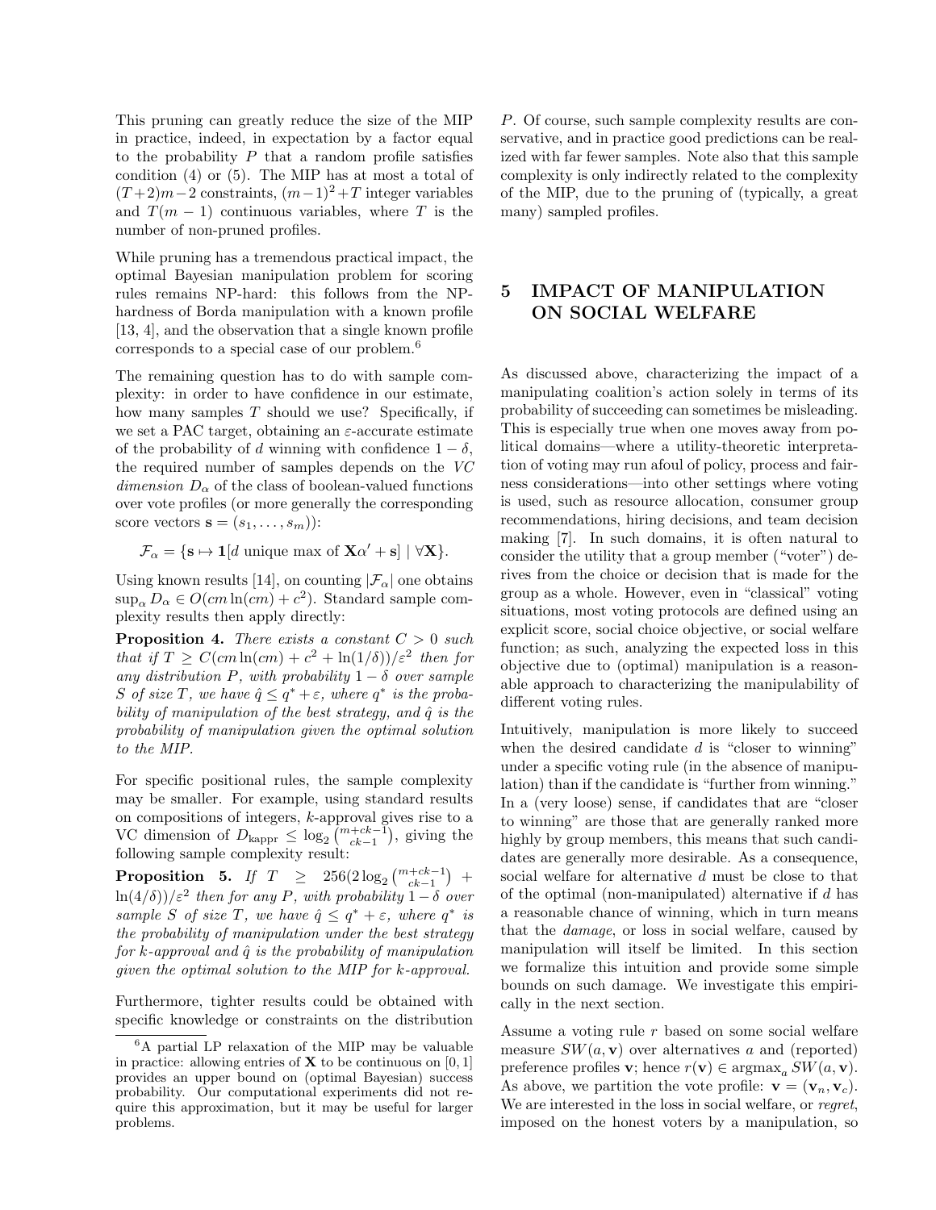This pruning can greatly reduce the size of the MIP in practice, indeed, in expectation by a factor equal to the probability $P$ that a random profile satisfies condition (4) or (5). The MIP has at most a total of $(T+2)m-2$ constraints, $(m-1)^2+T$ integer variables and $T(m-1)$ continuous variables, where $T$ is the number of non-pruned profiles.

While pruning has a tremendous practical impact, the optimal Bayesian manipulation problem for scoring rules remains NP-hard: this follows from the NP-hardness of Borda manipulation with a known profile [13, 4], and the observation that a single known profile corresponds to a special case of our problem.[6]

The remaining question has to do with sample complexity: in order to have confidence in our estimate, how many samples $T$ should we use? Specifically, if we set a PAC target, obtaining an $\varepsilon$-accurate estimate of the probability of $d$ winning with confidence $1-\delta$, the required number of samples depends on the *VC dimension* $D_\alpha$ of the class of boolean-valued functions over vote profiles (or more generally the corresponding score vectors $\mathbf{s} = (s_1, \ldots, s_m)$):

$$\mathcal{F}_\alpha = \{\mathbf{s} \mapsto \mathbf{1}[d \text{ unique max of } \mathbf{X}\alpha' + \mathbf{s}] \mid \forall \mathbf{X}\}.$$

Using known results [14], on counting $|\mathcal{F}_\alpha|$ one obtains $\sup_\alpha D_\alpha \in O(cm\ln(cm) + c^2)$. Standard sample complexity results then apply directly:

**Proposition 4.** *There exists a constant $C > 0$ such that if $T \geq C(cm\ln(cm) + c^2 + \ln(1/\delta))/\varepsilon^2$ then for any distribution $P$, with probability $1-\delta$ over sample $S$ of size $T$, we have $\hat{q} \leq q^* + \varepsilon$, where $q^*$ is the probability of manipulation of the best strategy, and $\hat{q}$ is the probability of manipulation given the optimal solution to the MIP.*

For specific positional rules, the sample complexity may be smaller. For example, using standard results on compositions of integers, $k$-approval gives rise to a VC dimension of $D_{\text{kappr}} \leq \log_2 \binom{m+ck-1}{ck-1}$, giving the following sample complexity result:

**Proposition 5.** *If $T \geq 256(2\log_2 \binom{m+ck-1}{ck-1} + \ln(4/\delta))/\varepsilon^2$ then for any $P$, with probability $1-\delta$ over sample $S$ of size $T$, we have $\hat{q} \leq q^* + \varepsilon$, where $q^*$ is the probability of manipulation under the best strategy for $k$-approval and $\hat{q}$ is the probability of manipulation given the optimal solution to the MIP for $k$-approval.*

Furthermore, tighter results could be obtained with specific knowledge or constraints on the distribution $P$. Of course, such sample complexity results are conservative, and in practice good predictions can be realized with far fewer samples. Note also that this sample complexity is only indirectly related to the complexity of the MIP, due to the pruning of (typically, a great many) sampled profiles.

# 5 IMPACT OF MANIPULATION ON SOCIAL WELFARE

As discussed above, characterizing the impact of a manipulating coalition's action solely in terms of its probability of succeeding can sometimes be misleading. This is especially true when one moves away from political domains—where a utility-theoretic interpretation of voting may run afoul of policy, process and fairness considerations—into other settings where voting is used, such as resource allocation, consumer group recommendations, hiring decisions, and team decision making [7]. In such domains, it is often natural to consider the utility that a group member ("voter") derives from the choice or decision that is made for the group as a whole. However, even in "classical" voting situations, most voting protocols are defined using an explicit score, social choice objective, or social welfare function; as such, analyzing the expected loss in this objective due to (optimal) manipulation is a reasonable approach to characterizing the manipulability of different voting rules.

Intuitively, manipulation is more likely to succeed when the desired candidate $d$ is "closer to winning" under a specific voting rule (in the absence of manipulation) than if the candidate is "further from winning." In a (very loose) sense, if candidates that are "closer to winning" are those that are generally ranked more highly by group members, this means that such candidates are generally more desirable. As a consequence, social welfare for alternative $d$ must be close to that of the optimal (non-manipulated) alternative if $d$ has a reasonable chance of winning, which in turn means that the *damage*, or loss in social welfare, caused by manipulation will itself be limited. In this section we formalize this intuition and provide some simple bounds on such damage. We investigate this empirically in the next section.

Assume a voting rule $r$ based on some social welfare measure $SW(a, \mathbf{v})$ over alternatives $a$ and (reported) preference profiles $\mathbf{v}$; hence $r(\mathbf{v}) \in \text{argmax}_a SW(a, \mathbf{v})$. As above, we partition the vote profile: $\mathbf{v} = (\mathbf{v}_n, \mathbf{v}_c)$. We are interested in the loss in social welfare, or *regret*, imposed on the honest voters by a manipulation, so

[6] A partial LP relaxation of the MIP may be valuable in practice: allowing entries of $\mathbf{X}$ to be continuous on $[0, 1]$ provides an upper bound on (optimal Bayesian) success probability. Our computational experiments did not require this approximation, but it may be useful for larger problems.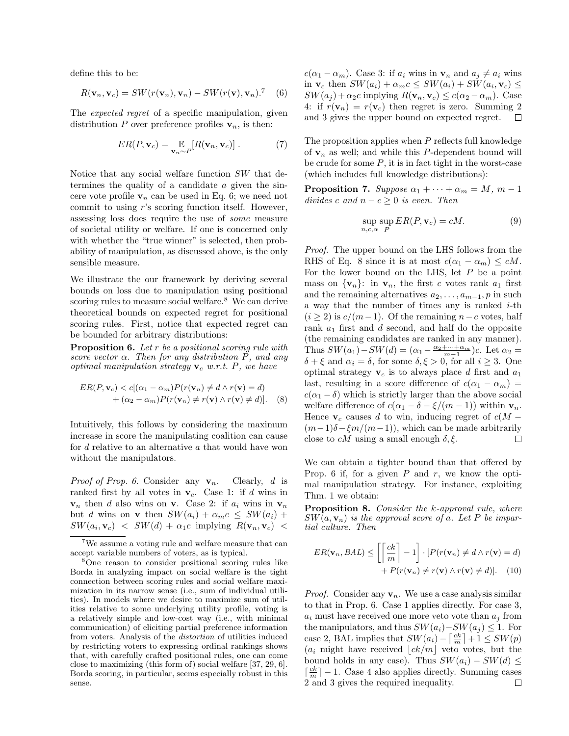define this to be:

$$R(\mathbf{v}_n, \mathbf{v}_c) = SW(r(\mathbf{v}_n), \mathbf{v}_n) - SW(r(\mathbf{v}), \mathbf{v}_n).^{7} \quad (6)$$

The *expected regret* of a specific manipulation, given distribution $P$ over preference profiles $\mathbf{v}_n$, is then:

$$ER(P, \mathbf{v}_c) = \mathop{\mathbb{E}}_{\mathbf{v}_n \sim P}[R(\mathbf{v}_n, \mathbf{v}_c)] \, . \quad (7)$$

Notice that any social welfare function $SW$ that determines the quality of a candidate $a$ given the sincere vote profile $\mathbf{v}_n$ can be used in Eq. 6; we need not commit to using $r$'s scoring function itself. However, assessing loss does require the use of *some* measure of societal utility or welfare. If one is concerned only with whether the "true winner" is selected, then probability of manipulation, as discussed above, is the only sensible measure.

We illustrate the our framework by deriving several bounds on loss due to manipulation using positional scoring rules to measure social welfare.[8] We can derive theoretical bounds on expected regret for positional scoring rules. First, notice that expected regret can be bounded for arbitrary distributions:

**Proposition 6.** *Let $r$ be a positional scoring rule with score vector $\alpha$. Then for any distribution $P$, and any optimal manipulation strategy $\mathbf{v}_c$ w.r.t. $P$, we have*

$$\begin{aligned} ER(P, \mathbf{v}_c) < c[&(\alpha_1 - \alpha_m)P(r(\mathbf{v}_n) \neq d \wedge r(\mathbf{v}) = d) \\ &+ (\alpha_2 - \alpha_m)P(r(\mathbf{v}_n) \neq r(\mathbf{v}) \wedge r(\mathbf{v}) \neq d)]. \quad (8) \end{aligned}$$

Intuitively, this follows by considering the maximum increase in score the manipulating coalition can cause for $d$ relative to an alternative $a$ that would have won without the manipulators.

*Proof of Prop. 6.* Consider any $\mathbf{v}_n$. Clearly, $d$ is ranked first by all votes in $\mathbf{v}_c$. Case 1: if $d$ wins in $\mathbf{v}_n$ then $d$ also wins on $\mathbf{v}$. Case 2: if $a_i$ wins in $\mathbf{v}_n$ but $d$ wins on $\mathbf{v}$ then $SW(a_i) + \alpha_m c \leq SW(a_i) + SW(a_i, \mathbf{v}_c) < SW(d) + \alpha_1 c$ implying $R(\mathbf{v}_n, \mathbf{v}_c) < c(\alpha_1 - \alpha_m)$. Case 3: if $a_i$ wins in $\mathbf{v}_n$ and $a_j \neq a_i$ wins in $\mathbf{v}_c$ then $SW(a_i) + \alpha_m c \leq SW(a_i) + SW(a_i, \mathbf{v}_c) \leq SW(a_j) + \alpha_2 c$ implying $R(\mathbf{v}_n, \mathbf{v}_c) \leq c(\alpha_2 - \alpha_m)$. Case 4: if $r(\mathbf{v}_n) = r(\mathbf{v}_c)$ then regret is zero. Summing 2 and 3 gives the upper bound on expected regret. □

The proposition applies when $P$ reflects full knowledge of $\mathbf{v}_n$ as well; and while this $P$-dependent bound will be crude for some $P$, it is in fact tight in the worst-case (which includes full knowledge distributions):

**Proposition 7.** *Suppose $\alpha_1 + \cdots + \alpha_m = M$, $m-1$ divides $c$ and $n - c \geq 0$ is even. Then*

$$\sup_{n,c,\alpha} \sup_{P} ER(P, \mathbf{v}_c) = cM. \quad (9)$$

*Proof.* The upper bound on the LHS follows from the RHS of Eq. 8 since it is at most $c(\alpha_1 - \alpha_m) \leq cM$. For the lower bound on the LHS, let $P$ be a point mass on $\{\mathbf{v}_n\}$: in $\mathbf{v}_n$, the first $c$ votes rank $a_1$ first and the remaining alternatives $a_2, \ldots, a_{m-1}, p$ in such a way that the number of times any is ranked $i$-th ($i \geq 2$) is $c/(m-1)$. Of the remaining $n-c$ votes, half rank $a_1$ first and $d$ second, and half do the opposite (the remaining candidates are ranked in any manner). Thus $SW(a_1) - SW(d) = (\alpha_1 - \frac{\alpha_2 + \cdots + \alpha_m}{m-1})c$. Let $\alpha_2 = \delta + \xi$ and $\alpha_i = \delta$, for some $\delta, \xi > 0$, for all $i \geq 3$. One optimal strategy $\mathbf{v}_c$ is to always place $d$ first and $a_1$ last, resulting in a score difference of $c(\alpha_1 - \alpha_m) = c(\alpha_1 - \delta)$ which is strictly larger than the above social welfare difference of $c(\alpha_1 - \delta - \xi/(m-1))$ within $\mathbf{v}_n$. Hence $\mathbf{v}_c$ causes $d$ to win, inducing regret of $c(M - (m-1)\delta - \xi m/(m-1))$, which can be made arbitrarily close to $cM$ using a small enough $\delta, \xi$. □

We can obtain a tighter bound than that offered by Prop. 6 if, for a given $P$ and $r$, we know the optimal manipulation strategy. For instance, exploiting Thm. 1 we obtain:

**Proposition 8.** *Consider the $k$-approval rule, where $SW(a, \mathbf{v}_n)$ is the approval score of $a$. Let $P$ be impartial culture. Then*

$$\begin{aligned} ER(\mathbf{v}_n, BAL) \leq \left[ \left\lceil \frac{ck}{m} \right\rceil - 1 \right] \cdot [&P(r(\mathbf{v}_n) \neq d \wedge r(\mathbf{v}) = d) \\ &+ P(r(\mathbf{v}_n) \neq r(\mathbf{v}) \wedge r(\mathbf{v}) \neq d)]. \quad (10) \end{aligned}$$

*Proof.* Consider any $\mathbf{v}_n$. We use a case analysis similar to that in Prop. 6. Case 1 applies directly. For case 3, $a_i$ must have received one more veto vote than $a_j$ from the manipulators, and thus $SW(a_i) - SW(a_j) \leq 1$. For case 2, BAL implies that $SW(a_i) - \lceil \frac{ck}{m} \rceil + 1 \leq SW(p)$ ($a_i$ might have received $\lfloor ck/m \rfloor$ veto votes, but the bound holds in any case). Thus $SW(a_i) - SW(d) \leq \lceil \frac{ck}{m} \rceil - 1$. Case 4 also applies directly. Summing cases 2 and 3 gives the required inequality. □

---

[7] We assume a voting rule and welfare measure that can accept variable numbers of voters, as is typical.

[8] One reason to consider positional scoring rules like Borda in analyzing impact on social welfare is the tight connection between scoring rules and social welfare maximization in its narrow sense (i.e., sum of individual utilities). In models where we desire to maximize sum of utilities relative to some underlying utility profile, voting is a relatively simple and low-cost way (i.e., with minimal communication) of eliciting partial preference information from voters. Analysis of the *distortion* of utilities induced by restricting voters to expressing ordinal rankings shows that, with carefully crafted positional rules, one can come close to maximizing (this form of) social welfare [37, 29, 6]. Borda scoring, in particular, seems especially robust in this sense.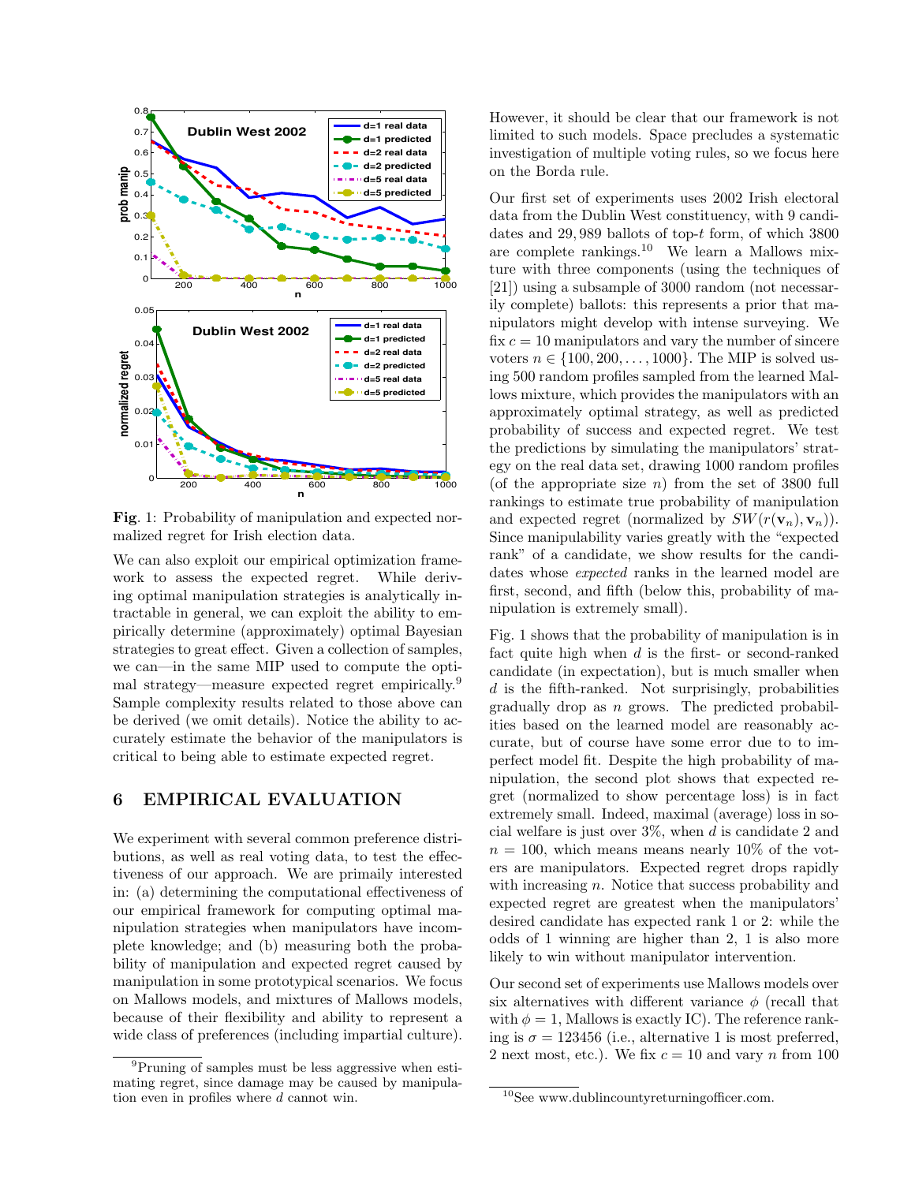Dublin West 2002

prob manip

0.8
0.7
0.6
0.5
0.4
0.3
0.2
0.1
0

200 400 600 800 1000

n

d=1 real data
d=1 predicted
d=2 real data
d=2 predicted
d=5 real data
d=5 predicted

Dublin West 2002

normalized regret

0.05
0.04
0.03
0.02
0.01
0

200 400 600 800 1000

n

d=1 real data
d=1 predicted
d=2 real data
d=2 predicted
d=5 real data
d=5 predicted

**Fig**. 1: Probability of manipulation and expected normalized regret for Irish election data.

We can also exploit our empirical optimization framework to assess the expected regret. While deriving optimal manipulation strategies is analytically intractable in general, we can exploit the ability to empirically determine (approximately) optimal Bayesian strategies to great effect. Given a collection of samples, we can—in the same MIP used to compute the optimal strategy—measure expected regret empirically.[9] Sample complexity results related to those above can be derived (we omit details). Notice the ability to accurately estimate the behavior of the manipulators is critical to being able to estimate expected regret.

## 6 EMPIRICAL EVALUATION

We experiment with several common preference distributions, as well as real voting data, to test the effectiveness of our approach. We are primaily interested in: (a) determining the computational effectiveness of our empirical framework for computing optimal manipulation strategies when manipulators have incomplete knowledge; and (b) measuring both the probability of manipulation and expected regret caused by manipulation in some prototypical scenarios. We focus on Mallows models, and mixtures of Mallows models, because of their flexibility and ability to represent a wide class of preferences (including impartial culture). However, it should be clear that our framework is not limited to such models. Space precludes a systematic investigation of multiple voting rules, so we focus here on the Borda rule.

Our first set of experiments uses 2002 Irish electoral data from the Dublin West constituency, with 9 candidates and 29,989 ballots of top-$t$ form, of which 3800 are complete rankings.[10] We learn a Mallows mixture with three components (using the techniques of [21]) using a subsample of 3000 random (not necessarily complete) ballots: this represents a prior that manipulators might develop with intense surveying. We fix $c = 10$ manipulators and vary the number of sincere voters $n \in \{100, 200, \ldots, 1000\}$. The MIP is solved using 500 random profiles sampled from the learned Mallows mixture, which provides the manipulators with an approximately optimal strategy, as well as predicted probability of success and expected regret. We test the predictions by simulating the manipulators' strategy on the real data set, drawing 1000 random profiles (of the appropriate size $n$) from the set of 3800 full rankings to estimate true probability of manipulation and expected regret (normalized by $SW(r(\mathbf{v}_n), \mathbf{v}_n)$). Since manipulability varies greatly with the "expected rank" of a candidate, we show results for the candidates whose *expected* ranks in the learned model are first, second, and fifth (below this, probability of manipulation is extremely small).

Fig. 1 shows that the probability of manipulation is in fact quite high when $d$ is the first- or second-ranked candidate (in expectation), but is much smaller when $d$ is the fifth-ranked. Not surprisingly, probabilities gradually drop as $n$ grows. The predicted probabilities based on the learned model are reasonably accurate, but of course have some error due to to imperfect model fit. Despite the high probability of manipulation, the second plot shows that expected regret (normalized to show percentage loss) is in fact extremely small. Indeed, maximal (average) loss in social welfare is just over 3%, when $d$ is candidate 2 and $n = 100$, which means means nearly 10% of the voters are manipulators. Expected regret drops rapidly with increasing $n$. Notice that success probability and expected regret are greatest when the manipulators' desired candidate has expected rank 1 or 2: while the odds of 1 winning are higher than 2, 1 is also more likely to win without manipulator intervention.

Our second set of experiments use Mallows models over six alternatives with different variance $\phi$ (recall that with $\phi = 1$, Mallows is exactly IC). The reference ranking is $\sigma = 123456$ (i.e., alternative 1 is most preferred, 2 next most, etc.). We fix $c = 10$ and vary $n$ from 100

[9] Pruning of samples must be less aggressive when estimating regret, since damage may be caused by manipulation even in profiles where $d$ cannot win.

[10] See www.dublincountyreturningofficer.com.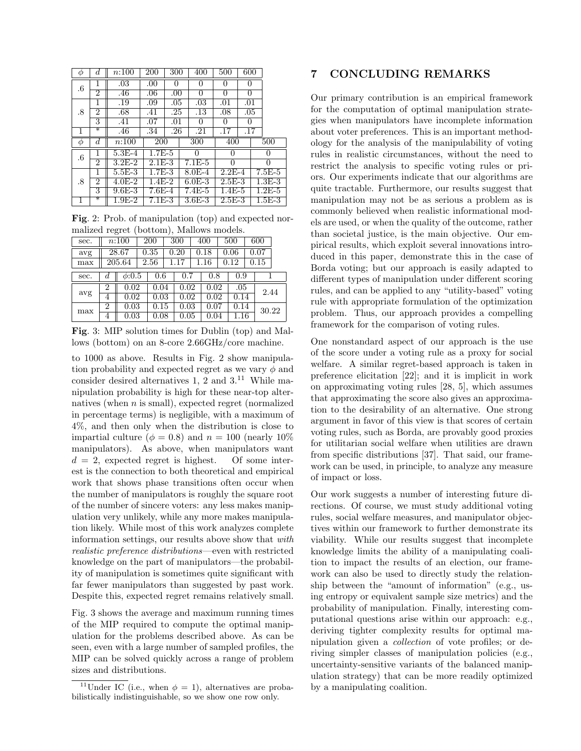| $\phi$ | $d$ | $n$:100 | 200 | 300 | 400 | 500 | 600 |
|---|---|---|---|---|---|---|---|
| .6 | 1 | .03 | .00 | 0 | 0 | 0 | 0 |
| | 2 | .46 | .06 | .00 | 0 | 0 | 0 |
| .8 | 1 | .19 | .09 | .05 | .03 | .01 | .01 |
| | 2 | .68 | .41 | .25 | .13 | .08 | .05 |
| | 3 | .41 | .07 | .01 | 0 | 0 | 0 |
| 1 | * | .46 | .34 | .26 | .21 | .17 | .17 |

| $\phi$ | $d$ | $n$:100 | 200 | 300 | 400 | 500 |
|---|---|---|---|---|---|---|
| .6 | 1 | 5.3E-4 | 1.7E-5 | 0 | 0 | 0 |
| | 2 | 3.2E-2 | 2.1E-3 | 7.1E-5 | 0 | 0 |
| .8 | 1 | 5.5E-3 | 1.7E-3 | 8.0E-4 | 2.2E-4 | 7.5E-5 |
| | 2 | 4.0E-2 | 1.4E-2 | 6.0E-3 | 2.5E-3 | 1.3E-3 |
| | 3 | 9.6E-3 | 7.6E-4 | 7.4E-5 | 1.4E-5 | 1.2E-5 |
| 1 | * | 1.9E-2 | 7.1E-3 | 3.6E-3 | 2.5E-3 | 1.5E-3 |

**Fig**. 2: Prob. of manipulation (top) and expected normalized regret (bottom), Mallows models.

| sec. | $n$:100 | 200 | 300 | 400 | 500 | 600 |
|---|---|---|---|---|---|---|
| avg | 28.67 | 0.35 | 0.20 | 0.18 | 0.06 | 0.07 |
| max | 205.64 | 2.56 | 1.17 | 1.16 | 0.12 | 0.15 |

| sec. | $d$ | $\phi$:0.5 | 0.6 | 0.7 | 0.8 | 0.9 | 1 |
|---|---|---|---|---|---|---|---|
| avg | 2 | 0.02 | 0.04 | 0.02 | 0.02 | .05 | 2.44 |
| | 4 | 0.02 | 0.03 | 0.02 | 0.02 | 0.14 | |
| max | 2 | 0.03 | 0.15 | 0.03 | 0.07 | 0.14 | 30.22 |
| | 4 | 0.03 | 0.08 | 0.05 | 0.04 | 1.16 | |

**Fig**. 3: MIP solution times for Dublin (top) and Mallows (bottom) on an 8-core 2.66GHz/core machine.

to 1000 as above. Results in Fig. 2 show manipulation probability and expected regret as we vary $\phi$ and consider desired alternatives 1, 2 and 3.[11] While manipulation probability is high for these near-top alternatives (when $n$ is small), expected regret (normalized in percentage terms) is negligible, with a maximum of 4%, and then only when the distribution is close to impartial culture ($\phi = 0.8$) and $n = 100$ (nearly 10% manipulators). As above, when manipulators want $d = 2$, expected regret is highest. Of some interest is the connection to both theoretical and empirical work that shows phase transitions often occur when the number of manipulators is roughly the square root of the number of sincere voters: any less makes manipulation very unlikely, while any more makes manipulation likely. While most of this work analyzes complete information settings, our results above show that *with realistic preference distributions*—even with restricted knowledge on the part of manipulators—the probability of manipulation is sometimes quite significant with far fewer manipulators than suggested by past work. Despite this, expected regret remains relatively small.

Fig. 3 shows the average and maximum running times of the MIP required to compute the optimal manipulation for the problems described above. As can be seen, even with a large number of sampled profiles, the MIP can be solved quickly across a range of problem sizes and distributions.

[11] Under IC (i.e., when $\phi = 1$), alternatives are probabilistically indistinguishable, so we show one row only.

## 7 CONCLUDING REMARKS

Our primary contribution is an empirical framework for the computation of optimal manipulation strategies when manipulators have incomplete information about voter preferences. This is an important methodology for the analysis of the manipulability of voting rules in realistic circumstances, without the need to restrict the analysis to specific voting rules or priors. Our experiments indicate that our algorithms are quite tractable. Furthermore, our results suggest that manipulation may not be as serious a problem as is commonly believed when realistic informational models are used, or when the quality of the outcome, rather than societal justice, is the main objective. Our empirical results, which exploit several innovations introduced in this paper, demonstrate this in the case of Borda voting; but our approach is easily adapted to different types of manipulation under different scoring rules, and can be applied to any "utility-based" voting rule with appropriate formulation of the optimization problem. Thus, our approach provides a compelling framework for the comparison of voting rules.

One nonstandard aspect of our approach is the use of the score under a voting rule as a proxy for social welfare. A similar regret-based approach is taken in preference elicitation [22]; and it is implicit in work on approximating voting rules [28, 5], which assumes that approximating the score also gives an approximation to the desirability of an alternative. One strong argument in favor of this view is that scores of certain voting rules, such as Borda, are provably good proxies for utilitarian social welfare when utilities are drawn from specific distributions [37]. That said, our framework can be used, in principle, to analyze any measure of impact or loss.

Our work suggests a number of interesting future directions. Of course, we must study additional voting rules, social welfare measures, and manipulator objectives within our framework to further demonstrate its viability. While our results suggest that incomplete knowledge limits the ability of a manipulating coalition to impact the results of an election, our framework can also be used to directly study the relationship between the "amount of information" (e.g., using entropy or equivalent sample size metrics) and the probability of manipulation. Finally, interesting computational questions arise within our approach: e.g., deriving tighter complexity results for optimal manipulation given a *collection* of vote profiles; or deriving simpler classes of manipulation policies (e.g., uncertainty-sensitive variants of the balanced manipulation strategy) that can be more readily optimized by a manipulating coalition.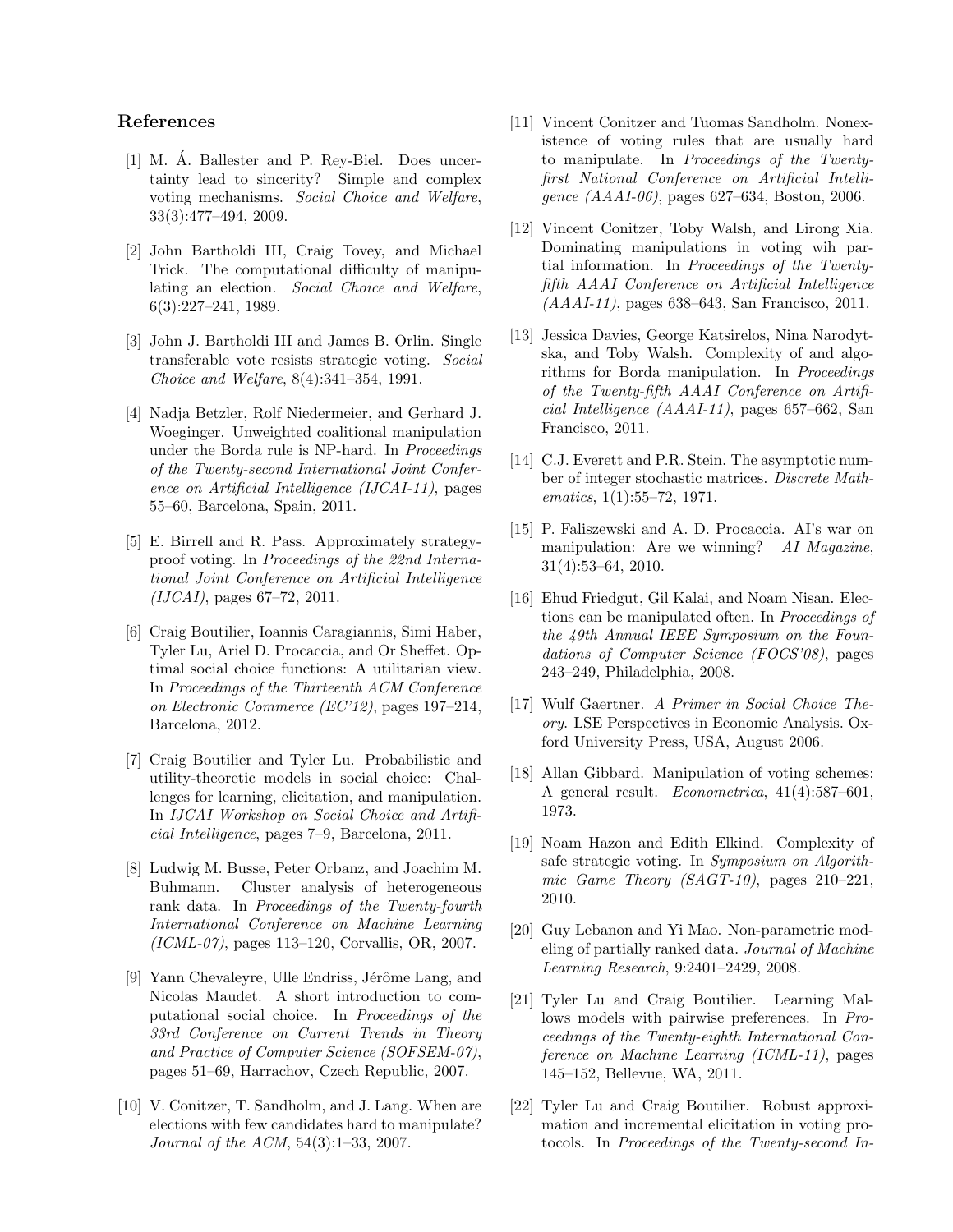## References

[1] M. Á. Ballester and P. Rey-Biel. Does uncertainty lead to sincerity? Simple and complex voting mechanisms. *Social Choice and Welfare*, 33(3):477–494, 2009.

[2] John Bartholdi III, Craig Tovey, and Michael Trick. The computational difficulty of manipulating an election. *Social Choice and Welfare*, 6(3):227–241, 1989.

[3] John J. Bartholdi III and James B. Orlin. Single transferable vote resists strategic voting. *Social Choice and Welfare*, 8(4):341–354, 1991.

[4] Nadja Betzler, Rolf Niedermeier, and Gerhard J. Woeginger. Unweighted coalitional manipulation under the Borda rule is NP-hard. In *Proceedings of the Twenty-second International Joint Conference on Artificial Intelligence (IJCAI-11)*, pages 55–60, Barcelona, Spain, 2011.

[5] E. Birrell and R. Pass. Approximately strategy-proof voting. In *Proceedings of the 22nd International Joint Conference on Artificial Intelligence (IJCAI)*, pages 67–72, 2011.

[6] Craig Boutilier, Ioannis Caragiannis, Simi Haber, Tyler Lu, Ariel D. Procaccia, and Or Sheffet. Optimal social choice functions: A utilitarian view. In *Proceedings of the Thirteenth ACM Conference on Electronic Commerce (EC'12)*, pages 197–214, Barcelona, 2012.

[7] Craig Boutilier and Tyler Lu. Probabilistic and utility-theoretic models in social choice: Challenges for learning, elicitation, and manipulation. In *IJCAI Workshop on Social Choice and Artificial Intelligence*, pages 7–9, Barcelona, 2011.

[8] Ludwig M. Busse, Peter Orbanz, and Joachim M. Buhmann. Cluster analysis of heterogeneous rank data. In *Proceedings of the Twenty-fourth International Conference on Machine Learning (ICML-07)*, pages 113–120, Corvallis, OR, 2007.

[9] Yann Chevaleyre, Ulle Endriss, Jérôme Lang, and Nicolas Maudet. A short introduction to computational social choice. In *Proceedings of the 33rd Conference on Current Trends in Theory and Practice of Computer Science (SOFSEM-07)*, pages 51–69, Harrachov, Czech Republic, 2007.

[10] V. Conitzer, T. Sandholm, and J. Lang. When are elections with few candidates hard to manipulate? *Journal of the ACM*, 54(3):1–33, 2007.

[11] Vincent Conitzer and Tuomas Sandholm. Nonexistence of voting rules that are usually hard to manipulate. In *Proceedings of the Twenty-first National Conference on Artificial Intelligence (AAAI-06)*, pages 627–634, Boston, 2006.

[12] Vincent Conitzer, Toby Walsh, and Lirong Xia. Dominating manipulations in voting wih partial information. In *Proceedings of the Twenty-fifth AAAI Conference on Artificial Intelligence (AAAI-11)*, pages 638–643, San Francisco, 2011.

[13] Jessica Davies, George Katsirelos, Nina Narodytska, and Toby Walsh. Complexity of and algorithms for Borda manipulation. In *Proceedings of the Twenty-fifth AAAI Conference on Artificial Intelligence (AAAI-11)*, pages 657–662, San Francisco, 2011.

[14] C.J. Everett and P.R. Stein. The asymptotic number of integer stochastic matrices. *Discrete Mathematics*, 1(1):55–72, 1971.

[15] P. Faliszewski and A. D. Procaccia. AI's war on manipulation: Are we winning? *AI Magazine*, 31(4):53–64, 2010.

[16] Ehud Friedgut, Gil Kalai, and Noam Nisan. Elections can be manipulated often. In *Proceedings of the 49th Annual IEEE Symposium on the Foundations of Computer Science (FOCS'08)*, pages 243–249, Philadelphia, 2008.

[17] Wulf Gaertner. *A Primer in Social Choice Theory*. LSE Perspectives in Economic Analysis. Oxford University Press, USA, August 2006.

[18] Allan Gibbard. Manipulation of voting schemes: A general result. *Econometrica*, 41(4):587–601, 1973.

[19] Noam Hazon and Edith Elkind. Complexity of safe strategic voting. In *Symposium on Algorithmic Game Theory (SAGT-10)*, pages 210–221, 2010.

[20] Guy Lebanon and Yi Mao. Non-parametric modeling of partially ranked data. *Journal of Machine Learning Research*, 9:2401–2429, 2008.

[21] Tyler Lu and Craig Boutilier. Learning Mallows models with pairwise preferences. In *Proceedings of the Twenty-eighth International Conference on Machine Learning (ICML-11)*, pages 145–152, Bellevue, WA, 2011.

[22] Tyler Lu and Craig Boutilier. Robust approximation and incremental elicitation in voting protocols. In *Proceedings of the Twenty-second In-*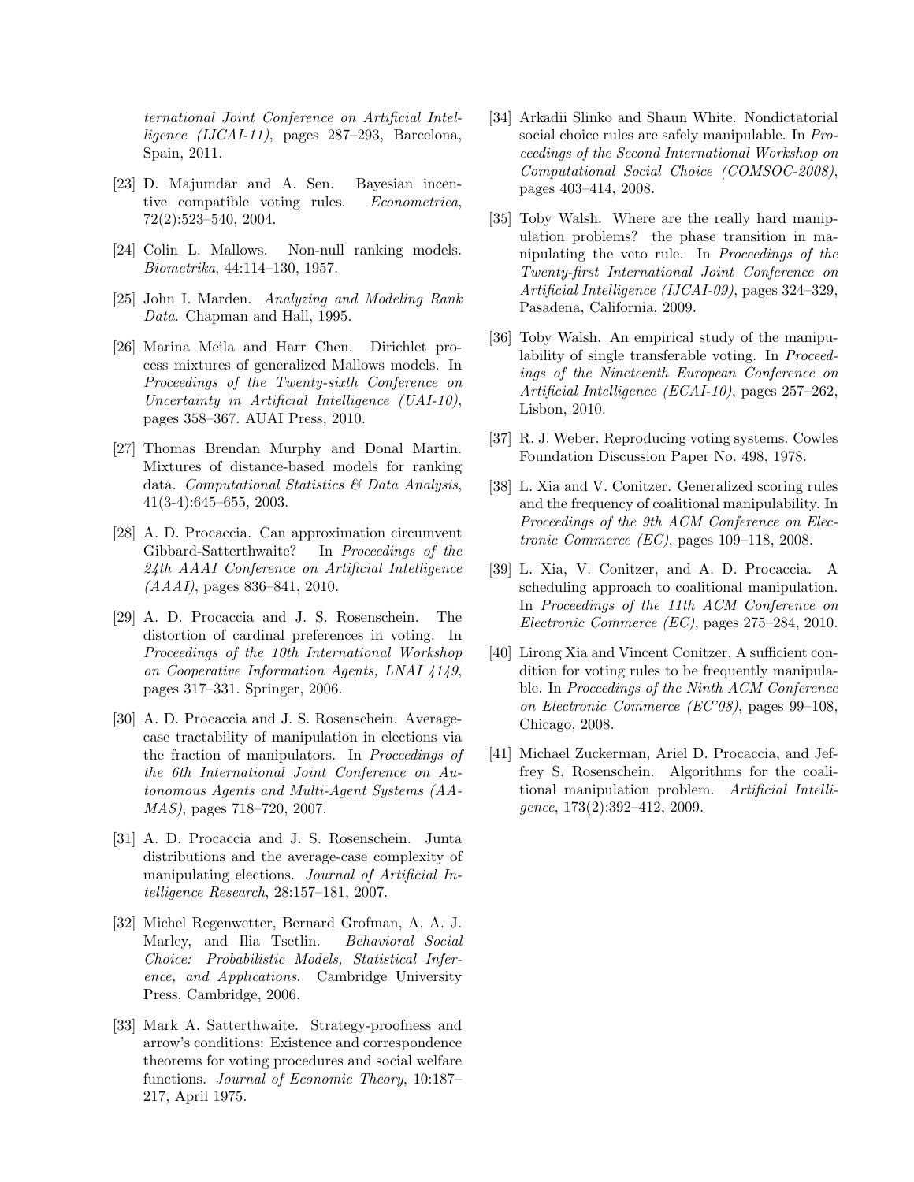ternational Joint Conference on Artificial Intelligence (IJCAI-11)*, pages 287–293, Barcelona, Spain, 2011.

[23] D. Majumdar and A. Sen. Bayesian incentive compatible voting rules. *Econometrica*, 72(2):523–540, 2004.

[24] Colin L. Mallows. Non-null ranking models. *Biometrika*, 44:114–130, 1957.

[25] John I. Marden. *Analyzing and Modeling Rank Data*. Chapman and Hall, 1995.

[26] Marina Meila and Harr Chen. Dirichlet process mixtures of generalized Mallows models. In *Proceedings of the Twenty-sixth Conference on Uncertainty in Artificial Intelligence (UAI-10)*, pages 358–367. AUAI Press, 2010.

[27] Thomas Brendan Murphy and Donal Martin. Mixtures of distance-based models for ranking data. *Computational Statistics & Data Analysis*, 41(3-4):645–655, 2003.

[28] A. D. Procaccia. Can approximation circumvent Gibbard-Satterthwaite? In *Proceedings of the 24th AAAI Conference on Artificial Intelligence (AAAI)*, pages 836–841, 2010.

[29] A. D. Procaccia and J. S. Rosenschein. The distortion of cardinal preferences in voting. In *Proceedings of the 10th International Workshop on Cooperative Information Agents, LNAI 4149*, pages 317–331. Springer, 2006.

[30] A. D. Procaccia and J. S. Rosenschein. Average-case tractability of manipulation in elections via the fraction of manipulators. In *Proceedings of the 6th International Joint Conference on Autonomous Agents and Multi-Agent Systems (AAMAS)*, pages 718–720, 2007.

[31] A. D. Procaccia and J. S. Rosenschein. Junta distributions and the average-case complexity of manipulating elections. *Journal of Artificial Intelligence Research*, 28:157–181, 2007.

[32] Michel Regenwetter, Bernard Grofman, A. A. J. Marley, and Ilia Tsetlin. *Behavioral Social Choice: Probabilistic Models, Statistical Inference, and Applications*. Cambridge University Press, Cambridge, 2006.

[33] Mark A. Satterthwaite. Strategy-proofness and arrow's conditions: Existence and correspondence theorems for voting procedures and social welfare functions. *Journal of Economic Theory*, 10:187–217, April 1975.

[34] Arkadii Slinko and Shaun White. Nondictatorial social choice rules are safely manipulable. In *Proceedings of the Second International Workshop on Computational Social Choice (COMSOC-2008)*, pages 403–414, 2008.

[35] Toby Walsh. Where are the really hard manipulation problems? the phase transition in manipulating the veto rule. In *Proceedings of the Twenty-first International Joint Conference on Artificial Intelligence (IJCAI-09)*, pages 324–329, Pasadena, California, 2009.

[36] Toby Walsh. An empirical study of the manipulability of single transferable voting. In *Proceedings of the Nineteenth European Conference on Artificial Intelligence (ECAI-10)*, pages 257–262, Lisbon, 2010.

[37] R. J. Weber. Reproducing voting systems. Cowles Foundation Discussion Paper No. 498, 1978.

[38] L. Xia and V. Conitzer. Generalized scoring rules and the frequency of coalitional manipulability. In *Proceedings of the 9th ACM Conference on Electronic Commerce (EC)*, pages 109–118, 2008.

[39] L. Xia, V. Conitzer, and A. D. Procaccia. A scheduling approach to coalitional manipulation. In *Proceedings of the 11th ACM Conference on Electronic Commerce (EC)*, pages 275–284, 2010.

[40] Lirong Xia and Vincent Conitzer. A sufficient condition for voting rules to be frequently manipulable. In *Proceedings of the Ninth ACM Conference on Electronic Commerce (EC'08)*, pages 99–108, Chicago, 2008.

[41] Michael Zuckerman, Ariel D. Procaccia, and Jeffrey S. Rosenschein. Algorithms for the coalitional manipulation problem. *Artificial Intelligence*, 173(2):392–412, 2009.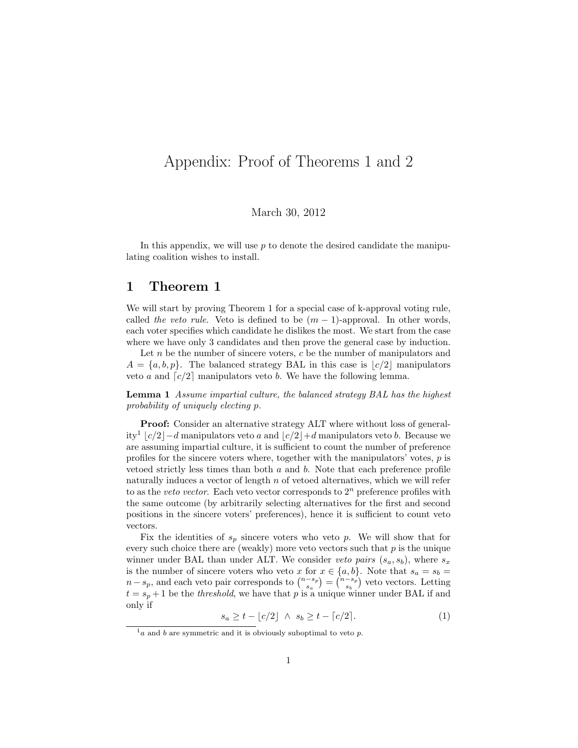# Appendix: Proof of Theorems 1 and 2

March 30, 2012

In this appendix, we will use $p$ to denote the desired candidate the manipulating coalition wishes to install.

## 1 Theorem 1

We will start by proving Theorem 1 for a special case of k-approval voting rule, called *the veto rule*. Veto is defined to be $(m-1)$-approval. In other words, each voter specifies which candidate he dislikes the most. We start from the case where we have only 3 candidates and then prove the general case by induction.

Let $n$ be the number of sincere voters, $c$ be the number of manipulators and $A = \{a, b, p\}$. The balanced strategy BAL in this case is $\lfloor c/2 \rfloor$ manipulators veto $a$ and $\lceil c/2 \rceil$ manipulators veto $b$. We have the following lemma.

**Lemma 1** *Assume impartial culture, the balanced strategy BAL has the highest probability of uniquely electing p.*

**Proof:** Consider an alternative strategy ALT where without loss of generality[1] $\lfloor c/2 \rfloor - d$ manipulators veto $a$ and $\lfloor c/2 \rfloor + d$ manipulators veto $b$. Because we are assuming impartial culture, it is sufficient to count the number of preference profiles for the sincere voters where, together with the manipulators' votes, $p$ is vetoed strictly less times than both $a$ and $b$. Note that each preference profile naturally induces a vector of length $n$ of vetoed alternatives, which we will refer to as the *veto vector*. Each veto vector corresponds to $2^n$ preference profiles with the same outcome (by arbitrarily selecting alternatives for the first and second positions in the sincere voters' preferences), hence it is sufficient to count veto vectors.

Fix the identities of $s_p$ sincere voters who veto $p$. We will show that for every such choice there are (weakly) more veto vectors such that $p$ is the unique winner under BAL than under ALT. We consider *veto pairs* $(s_a, s_b)$, where $s_x$ is the number of sincere voters who veto $x$ for $x \in \{a, b\}$. Note that $s_a = s_b = n - s_p$, and each veto pair corresponds to $\binom{n-s_p}{s_a} = \binom{n-s_p}{s_b}$ veto vectors. Letting $t = s_p + 1$ be the *threshold*, we have that $p$ is a unique winner under BAL if and only if

$$s_a \geq t - \lfloor c/2 \rfloor \ \wedge \ s_b \geq t - \lceil c/2 \rceil. \tag{1}$$

[1] $a$ and $b$ are symmetric and it is obviously suboptimal to veto $p$.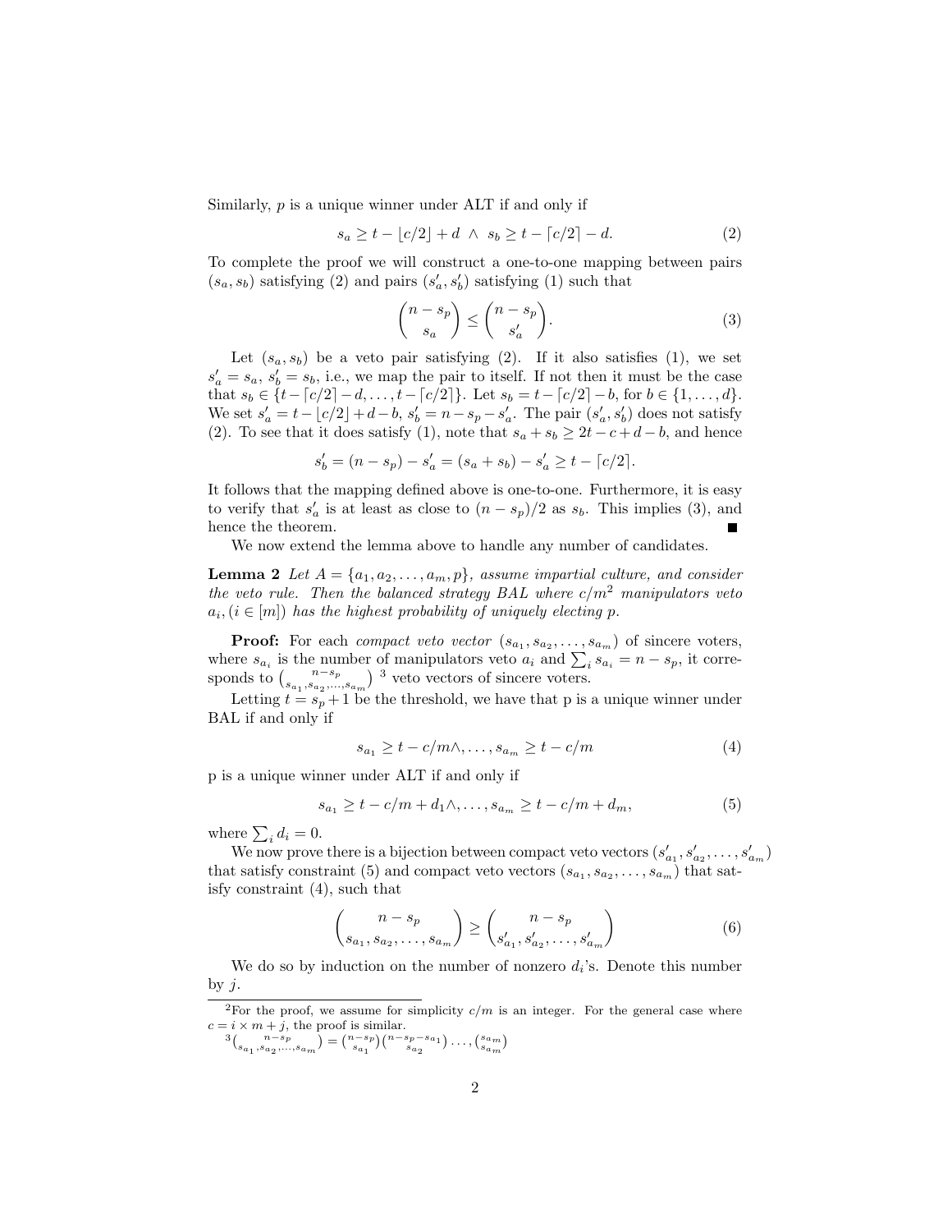Similarly, $p$ is a unique winner under ALT if and only if

$$s_a \geq t - \lfloor c/2 \rfloor + d \ \wedge \ s_b \geq t - \lceil c/2 \rceil - d. \tag{2}$$

To complete the proof we will construct a one-to-one mapping between pairs $(s_a, s_b)$ satisfying (2) and pairs $(s'_a, s'_b)$ satisfying (1) such that

$$\binom{n - s_p}{s_a} \leq \binom{n - s_p}{s'_a}. \tag{3}$$

Let $(s_a, s_b)$ be a veto pair satisfying (2). If it also satisfies (1), we set $s'_a = s_a$, $s'_b = s_b$, i.e., we map the pair to itself. If not then it must be the case that $s_b \in \{t - \lceil c/2 \rceil - d, \ldots, t - \lceil c/2 \rceil\}$. Let $s_b = t - \lceil c/2 \rceil - b$, for $b \in \{1, \ldots, d\}$. We set $s'_a = t - \lfloor c/2 \rfloor + d - b$, $s'_b = n - s_p - s'_a$. The pair $(s'_a, s'_b)$ does not satisfy (2). To see that it does satisfy (1), note that $s_a + s_b \geq 2t - c + d - b$, and hence

$$s'_b = (n - s_p) - s'_a = (s_a + s_b) - s'_a \geq t - \lceil c/2 \rceil.$$

It follows that the mapping defined above is one-to-one. Furthermore, it is easy to verify that $s'_a$ is at least as close to $(n - s_p)/2$ as $s_b$. This implies (3), and hence the theorem. ■

We now extend the lemma above to handle any number of candidates.

**Lemma 2** *Let $A = \{a_1, a_2, \ldots, a_m, p\}$, assume impartial culture, and consider the veto rule. Then the balanced strategy BAL where $c/m$*[2] *manipulators veto $a_i$, $(i \in [m])$ has the highest probability of uniquely electing $p$.*

**Proof:** For each *compact veto vector* $(s_{a_1}, s_{a_2}, \ldots, s_{a_m})$ of sincere voters, where $s_{a_i}$ is the number of manipulators veto $a_i$ and $\sum_i s_{a_i} = n - s_p$, it corresponds to $\binom{n-s_p}{s_{a_1}, s_{a_2}, \ldots, s_{a_m}}$ [3] veto vectors of sincere voters.

Letting $t = s_p + 1$ be the threshold, we have that p is a unique winner under BAL if and only if

$$s_{a_1} \geq t - c/m \wedge, \ldots, s_{a_m} \geq t - c/m \tag{4}$$

p is a unique winner under ALT if and only if

$$s_{a_1} \geq t - c/m + d_1 \wedge, \ldots, s_{a_m} \geq t - c/m + d_m, \tag{5}$$

where $\sum_i d_i = 0$.

We now prove there is a bijection between compact veto vectors $(s'_{a_1}, s'_{a_2}, \ldots, s'_{a_m})$ that satisfy constraint (5) and compact veto vectors $(s_{a_1}, s_{a_2}, \ldots, s_{a_m})$ that satisfy constraint (4), such that

$$\binom{n - s_p}{s_{a_1}, s_{a_2}, \ldots, s_{a_m}} \geq \binom{n - s_p}{s'_{a_1}, s'_{a_2}, \ldots, s'_{a_m}} \tag{6}$$

We do so by induction on the number of nonzero $d_i$'s. Denote this number by $j$.

[2] For the proof, we assume for simplicity $c/m$ is an integer. For the general case where $c = i \times m + j$, the proof is similar.

[3] $\binom{n-s_p}{s_{a_1}, s_{a_2}, \ldots, s_{a_m}} = \binom{n-s_p}{s_{a_1}}\binom{n-s_p-s_{a_1}}{s_{a_2}} \ldots, \binom{s_{a_m}}{s_{a_m}}$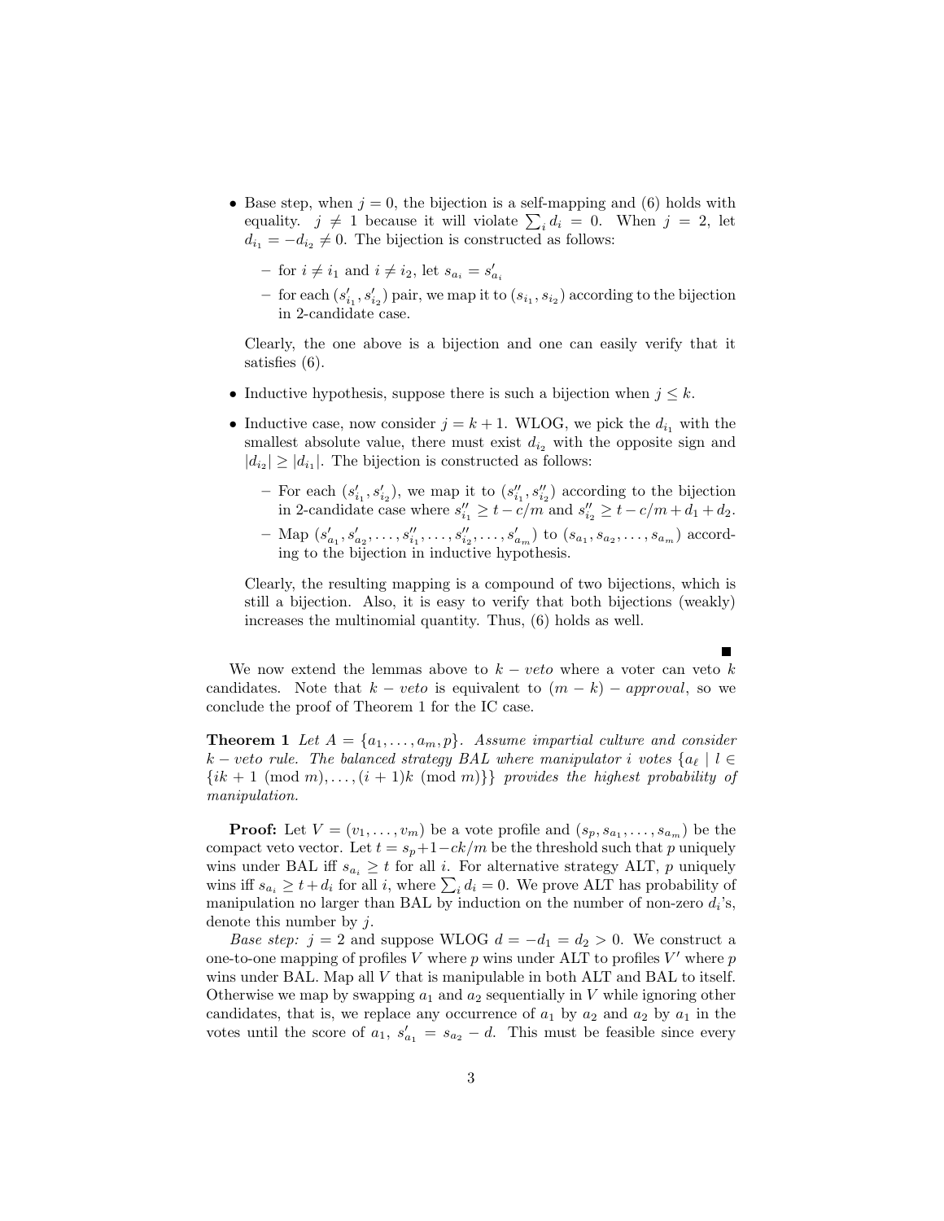- Base step, when $j = 0$, the bijection is a self-mapping and (6) holds with equality. $j \neq 1$ because it will violate $\sum_i d_i = 0$. When $j = 2$, let $d_{i_1} = -d_{i_2} \neq 0$. The bijection is constructed as follows:

  – for $i \neq i_1$ and $i \neq i_2$, let $s_{a_i} = s'_{a_i}$

  – for each $(s'_{i_1}, s'_{i_2})$ pair, we map it to $(s_{i_1}, s_{i_2})$ according to the bijection in 2-candidate case.

  Clearly, the one above is a bijection and one can easily verify that it satisfies (6).

- Inductive hypothesis, suppose there is such a bijection when $j \leq k$.

- Inductive case, now consider $j = k + 1$. WLOG, we pick the $d_{i_1}$ with the smallest absolute value, there must exist $d_{i_2}$ with the opposite sign and $|d_{i_2}| \geq |d_{i_1}|$. The bijection is constructed as follows:

  – For each $(s'_{i_1}, s'_{i_2})$, we map it to $(s''_{i_1}, s''_{i_2})$ according to the bijection in 2-candidate case where $s''_{i_1} \geq t - c/m$ and $s''_{i_2} \geq t - c/m + d_1 + d_2$.

  – Map $(s'_{a_1}, s'_{a_2}, \ldots, s''_{i_1}, \ldots, s''_{i_2}, \ldots, s'_{a_m})$ to $(s_{a_1}, s_{a_2}, \ldots, s_{a_m})$ according to the bijection in inductive hypothesis.

  Clearly, the resulting mapping is a compound of two bijections, which is still a bijection. Also, it is easy to verify that both bijections (weakly) increases the multinomial quantity. Thus, (6) holds as well.

■

We now extend the lemmas above to $k-veto$ where a voter can veto $k$ candidates. Note that $k-veto$ is equivalent to $(m-k)-approval$, so we conclude the proof of Theorem 1 for the IC case.

**Theorem 1** *Let $A = \{a_1, \ldots, a_m, p\}$. Assume impartial culture and consider $k-veto$ rule. The balanced strategy BAL where manipulator $i$ votes $\{a_\ell \mid l \in \{ik+1 \pmod{m}, \ldots, (i+1)k \pmod{m}\}\}$ provides the highest probability of manipulation.*

**Proof:** Let $V = (v_1, \ldots, v_m)$ be a vote profile and $(s_p, s_{a_1}, \ldots, s_{a_m})$ be the compact veto vector. Let $t = s_p + 1 - ck/m$ be the threshold such that $p$ uniquely wins under BAL iff $s_{a_i} \geq t$ for all $i$. For alternative strategy ALT, $p$ uniquely wins iff $s_{a_i} \geq t + d_i$ for all $i$, where $\sum_i d_i = 0$. We prove ALT has probability of manipulation no larger than BAL by induction on the number of non-zero $d_i$'s, denote this number by $j$.

*Base step:* $j = 2$ and suppose WLOG $d = -d_1 = d_2 > 0$. We construct a one-to-one mapping of profiles $V$ where $p$ wins under ALT to profiles $V'$ where $p$ wins under BAL. Map all $V$ that is manipulable in both ALT and BAL to itself. Otherwise we map by swapping $a_1$ and $a_2$ sequentially in $V$ while ignoring other candidates, that is, we replace any occurrence of $a_1$ by $a_2$ and $a_2$ by $a_1$ in the votes until the score of $a_1$, $s'_{a_1} = s_{a_2} - d$. This must be feasible since every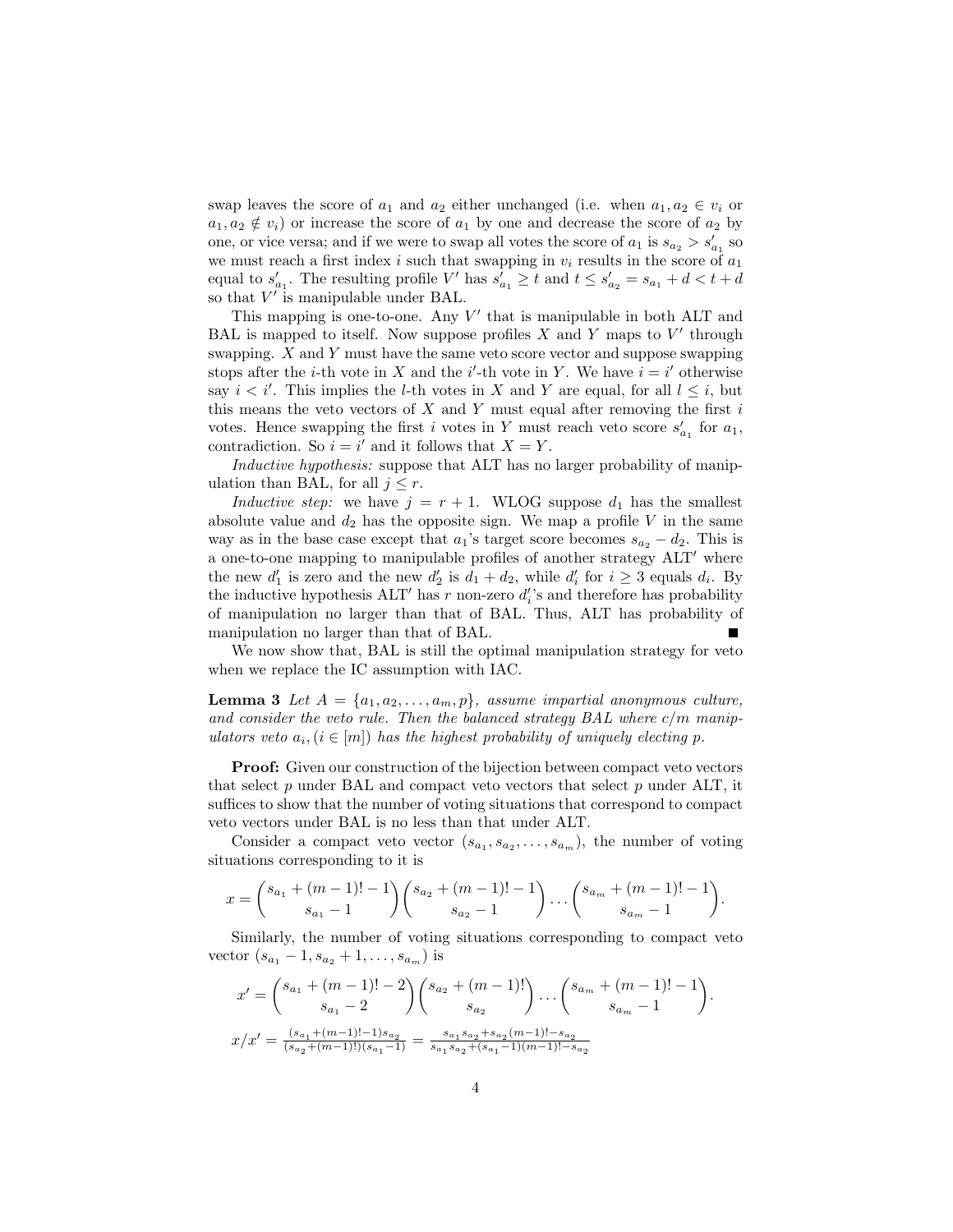swap leaves the score of $a_1$ and $a_2$ either unchanged (i.e. when $a_1, a_2 \in v_i$ or $a_1, a_2 \notin v_i$) or increase the score of $a_1$ by one and decrease the score of $a_2$ by one, or vice versa; and if we were to swap all votes the score of $a_1$ is $s_{a_2} > s'_{a_1}$ so we must reach a first index $i$ such that swapping in $v_i$ results in the score of $a_1$ equal to $s'_{a_1}$. The resulting profile $V'$ has $s'_{a_1} \geq t$ and $t \leq s'_{a_2} = s_{a_1} + d < t + d$ so that $V'$ is manipulable under BAL.

This mapping is one-to-one. Any $V'$ that is manipulable in both ALT and BAL is mapped to itself. Now suppose profiles $X$ and $Y$ maps to $V'$ through swapping. $X$ and $Y$ must have the same veto score vector and suppose swapping stops after the $i$-th vote in $X$ and the $i'$-th vote in $Y$. We have $i = i'$ otherwise say $i < i'$. This implies the $l$-th votes in $X$ and $Y$ are equal, for all $l \leq i$, but this means the veto vectors of $X$ and $Y$ must equal after removing the first $i$ votes. Hence swapping the first $i$ votes in $Y$ must reach veto score $s'_{a_1}$ for $a_1$, contradiction. So $i = i'$ and it follows that $X = Y$.

*Inductive hypothesis:* suppose that ALT has no larger probability of manipulation than BAL, for all $j \leq r$.

*Inductive step:* we have $j = r + 1$. WLOG suppose $d_1$ has the smallest absolute value and $d_2$ has the opposite sign. We map a profile $V$ in the same way as in the base case except that $a_1$'s target score becomes $s_{a_2} - d_2$. This is a one-to-one mapping to manipulable profiles of another strategy ALT$'$ where the new $d'_1$ is zero and the new $d'_2$ is $d_1 + d_2$, while $d'_i$ for $i \geq 3$ equals $d_i$. By the inductive hypothesis ALT$'$ has $r$ non-zero $d'_i$'s and therefore has probability of manipulation no larger than that of BAL. Thus, ALT has probability of manipulation no larger than that of BAL. ■

We now show that, BAL is still the optimal manipulation strategy for veto when we replace the IC assumption with IAC.

**Lemma 3** *Let $A = \{a_1, a_2, \ldots, a_m, p\}$, assume impartial anonymous culture, and consider the veto rule. Then the balanced strategy BAL where $c/m$ manipulators veto $a_i, (i \in [m])$ has the highest probability of uniquely electing $p$.*

**Proof:** Given our construction of the bijection between compact veto vectors that select $p$ under BAL and compact veto vectors that select $p$ under ALT, it suffices to show that the number of voting situations that correspond to compact veto vectors under BAL is no less than that under ALT.

Consider a compact veto vector $(s_{a_1}, s_{a_2}, \ldots, s_{a_m})$, the number of voting situations corresponding to it is

$$x = \binom{s_{a_1} + (m-1)! - 1}{s_{a_1} - 1}\binom{s_{a_2} + (m-1)! - 1}{s_{a_2} - 1} \cdots \binom{s_{a_m} + (m-1)! - 1}{s_{a_m} - 1}.$$

Similarly, the number of voting situations corresponding to compact veto vector $(s_{a_1} - 1, s_{a_2} + 1, \ldots, s_{a_m})$ is

$$x' = \binom{s_{a_1} + (m-1)! - 2}{s_{a_1} - 2}\binom{s_{a_2} + (m-1)!}{s_{a_2}} \cdots \binom{s_{a_m} + (m-1)! - 1}{s_{a_m} - 1}.$$

$$x/x' = \frac{(s_{a_1} + (m-1)! - 1)s_{a_2}}{(s_{a_2} + (m-1)!)(s_{a_1} - 1)} = \frac{s_{a_1}s_{a_2} + s_{a_2}(m-1)! - s_{a_2}}{s_{a_1}s_{a_2} + (s_{a_1} - 1)(m-1)! - s_{a_2}}$$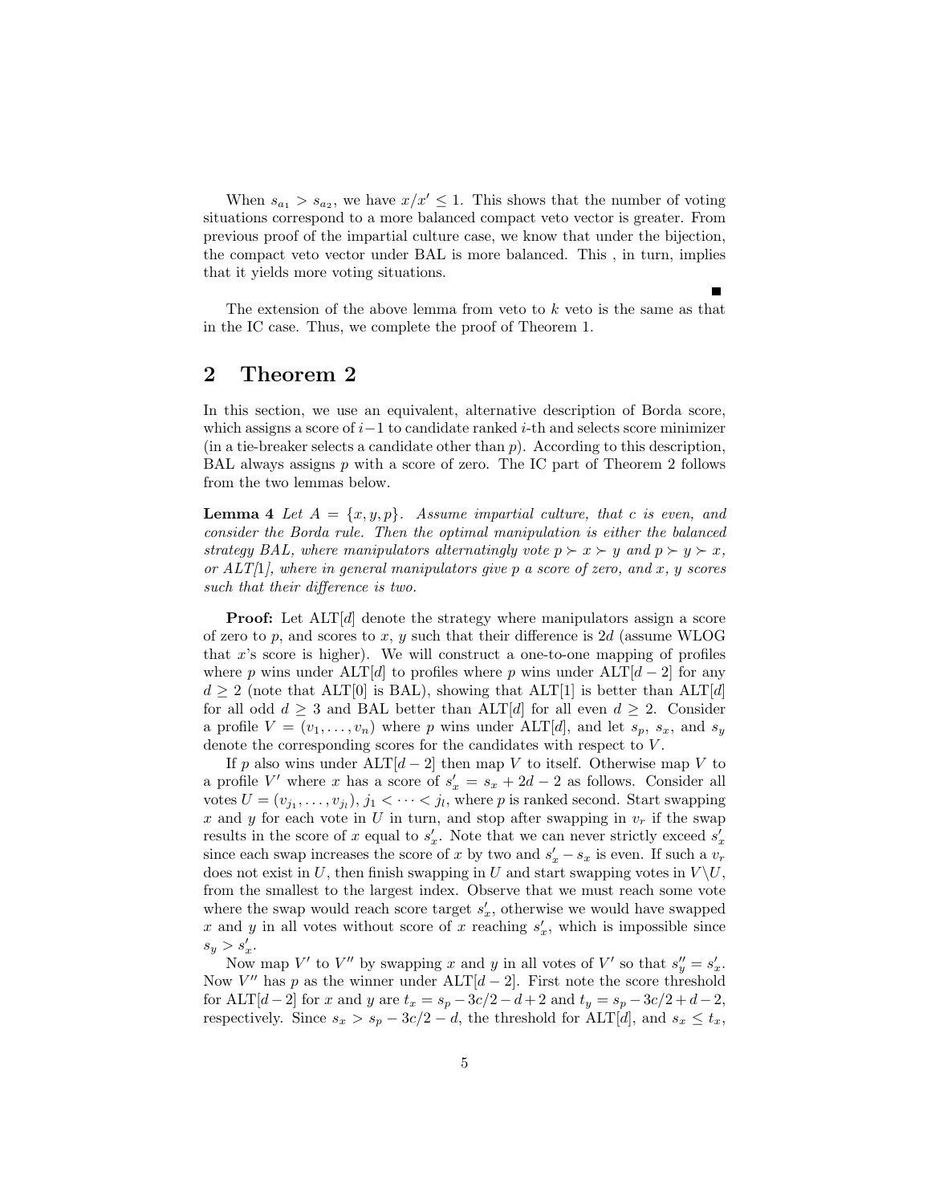When $s_{a_1} > s_{a_2}$, we have $x/x' \leq 1$. This shows that the number of voting situations correspond to a more balanced compact veto vector is greater. From previous proof of the impartial culture case, we know that under the bijection, the compact veto vector under BAL is more balanced. This , in turn, implies that it yields more voting situations.

■

The extension of the above lemma from veto to $k$ veto is the same as that in the IC case. Thus, we complete the proof of Theorem 1.

## 2 Theorem 2

In this section, we use an equivalent, alternative description of Borda score, which assigns a score of $i-1$ to candidate ranked $i$-th and selects score minimizer (in a tie-breaker selects a candidate other than $p$). According to this description, BAL always assigns $p$ with a score of zero. The IC part of Theorem 2 follows from the two lemmas below.

**Lemma 4** *Let $A = \{x, y, p\}$. Assume impartial culture, that $c$ is even, and consider the Borda rule. Then the optimal manipulation is either the balanced strategy BAL, where manipulators alternatingly vote $p \succ x \succ y$ and $p \succ y \succ x$, or ALT[1], where in general manipulators give $p$ a score of zero, and $x$, $y$ scores such that their difference is two.*

**Proof:** Let ALT[$d$] denote the strategy where manipulators assign a score of zero to $p$, and scores to $x$, $y$ such that their difference is $2d$ (assume WLOG that $x$'s score is higher). We will construct a one-to-one mapping of profiles where $p$ wins under ALT[$d$] to profiles where $p$ wins under ALT[$d-2$] for any $d \geq 2$ (note that ALT[0] is BAL), showing that ALT[1] is better than ALT[$d$] for all odd $d \geq 3$ and BAL better than ALT[$d$] for all even $d \geq 2$. Consider a profile $V = (v_1, \ldots, v_n)$ where $p$ wins under ALT[$d$], and let $s_p$, $s_x$, and $s_y$ denote the corresponding scores for the candidates with respect to $V$.

If $p$ also wins under ALT[$d-2$] then map $V$ to itself. Otherwise map $V$ to a profile $V'$ where $x$ has a score of $s'_x = s_x + 2d - 2$ as follows. Consider all votes $U = (v_{j_1}, \ldots, v_{j_l})$, $j_1 < \cdots < j_l$, where $p$ is ranked second. Start swapping $x$ and $y$ for each vote in $U$ in turn, and stop after swapping in $v_r$ if the swap results in the score of $x$ equal to $s'_x$. Note that we can never strictly exceed $s'_x$ since each swap increases the score of $x$ by two and $s'_x - s_x$ is even. If such a $v_r$ does not exist in $U$, then finish swapping in $U$ and start swapping votes in $V \backslash U$, from the smallest to the largest index. Observe that we must reach some vote where the swap would reach score target $s'_x$, otherwise we would have swapped $x$ and $y$ in all votes without score of $x$ reaching $s'_x$, which is impossible since $s_y > s'_x$.

Now map $V'$ to $V''$ by swapping $x$ and $y$ in all votes of $V'$ so that $s''_y = s'_x$. Now $V''$ has $p$ as the winner under ALT[$d-2$]. First note the score threshold for ALT[$d-2$] for $x$ and $y$ are $t_x = s_p - 3c/2 - d + 2$ and $t_y = s_p - 3c/2 + d - 2$, respectively. Since $s_x > s_p - 3c/2 - d$, the threshold for ALT[$d$], and $s_x \leq t_x$,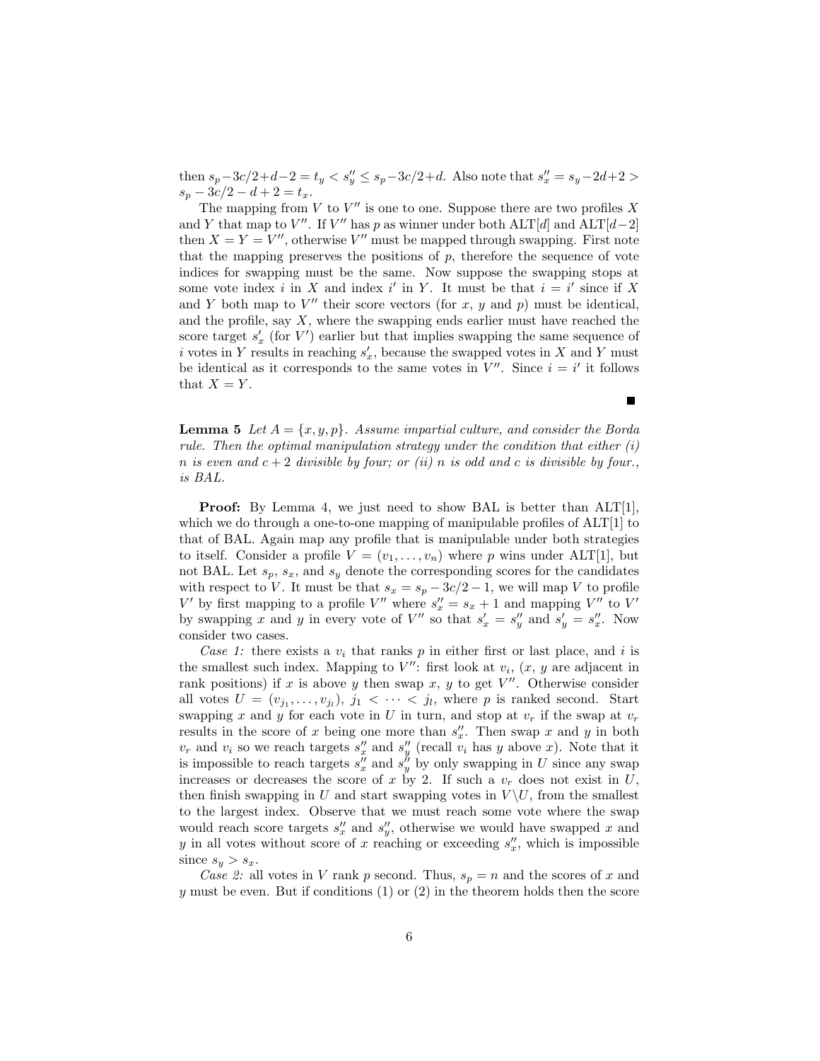then $s_p - 3c/2 + d - 2 = t_y < s''_y \leq s_p - 3c/2 + d$. Also note that $s''_x = s_y - 2d + 2 > s_p - 3c/2 - d + 2 = t_x$.

The mapping from $V$ to $V''$ is one to one. Suppose there are two profiles $X$ and $Y$ that map to $V''$. If $V''$ has $p$ as winner under both ALT[$d$] and ALT[$d-2$] then $X = Y = V''$, otherwise $V''$ must be mapped through swapping. First note that the mapping preserves the positions of $p$, therefore the sequence of vote indices for swapping must be the same. Now suppose the swapping stops at some vote index $i$ in $X$ and index $i'$ in $Y$. It must be that $i = i'$ since if $X$ and $Y$ both map to $V''$ their score vectors (for $x$, $y$ and $p$) must be identical, and the profile, say $X$, where the swapping ends earlier must have reached the score target $s'_x$ (for $V'$) earlier but that implies swapping the same sequence of $i$ votes in $Y$ results in reaching $s'_x$, because the swapped votes in $X$ and $Y$ must be identical as it corresponds to the same votes in $V''$. Since $i = i'$ it follows that $X = Y$.

■

**Lemma 5** *Let $A = \{x, y, p\}$. Assume impartial culture, and consider the Borda rule. Then the optimal manipulation strategy under the condition that either (i) $n$ is even and $c + 2$ divisible by four; or (ii) $n$ is odd and $c$ is divisible by four., is BAL.*

**Proof:** By Lemma 4, we just need to show BAL is better than ALT[1], which we do through a one-to-one mapping of manipulable profiles of ALT[1] to that of BAL. Again map any profile that is manipulable under both strategies to itself. Consider a profile $V = (v_1, \ldots, v_n)$ where $p$ wins under ALT[1], but not BAL. Let $s_p$, $s_x$, and $s_y$ denote the corresponding scores for the candidates with respect to $V$. It must be that $s_x = s_p - 3c/2 - 1$, we will map $V$ to profile $V'$ by first mapping to a profile $V''$ where $s''_x = s_x + 1$ and mapping $V''$ to $V'$ by swapping $x$ and $y$ in every vote of $V''$ so that $s'_x = s''_y$ and $s'_y = s''_x$. Now consider two cases.

*Case 1:* there exists a $v_i$ that ranks $p$ in either first or last place, and $i$ is the smallest such index. Mapping to $V''$: first look at $v_i$, ($x$, $y$ are adjacent in rank positions) if $x$ is above $y$ then swap $x$, $y$ to get $V''$. Otherwise consider all votes $U = (v_{j_1}, \ldots, v_{j_l})$, $j_1 < \cdots < j_l$, where $p$ is ranked second. Start swapping $x$ and $y$ for each vote in $U$ in turn, and stop at $v_r$ if the swap at $v_r$ results in the score of $x$ being one more than $s''_x$. Then swap $x$ and $y$ in both $v_r$ and $v_i$ so we reach targets $s''_x$ and $s''_y$ (recall $v_i$ has $y$ above $x$). Note that it is impossible to reach targets $s''_x$ and $s''_y$ by only swapping in $U$ since any swap increases or decreases the score of $x$ by 2. If such a $v_r$ does not exist in $U$, then finish swapping in $U$ and start swapping votes in $V \backslash U$, from the smallest to the largest index. Observe that we must reach some vote where the swap would reach score targets $s''_x$ and $s''_y$, otherwise we would have swapped $x$ and $y$ in all votes without score of $x$ reaching or exceeding $s''_x$, which is impossible since $s_y > s_x$.

*Case 2:* all votes in $V$ rank $p$ second. Thus, $s_p = n$ and the scores of $x$ and $y$ must be even. But if conditions (1) or (2) in the theorem holds then the score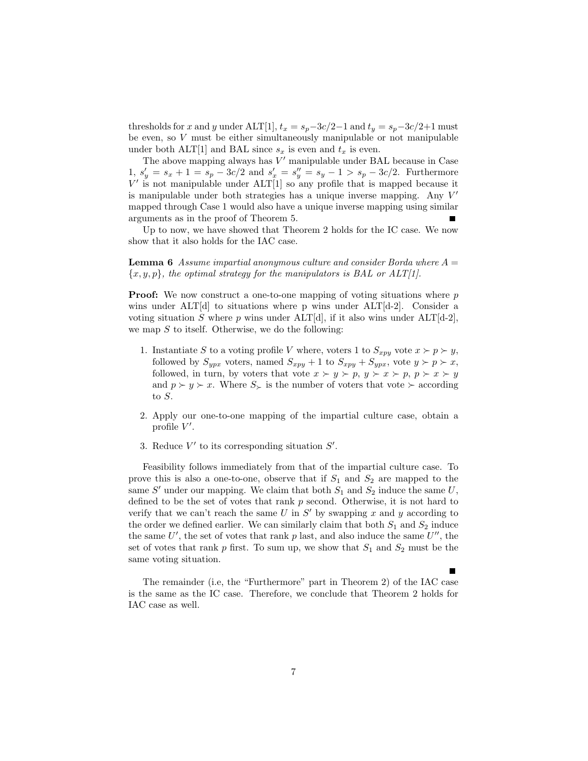thresholds for $x$ and $y$ under ALT[1], $t_x = s_p - 3c/2 - 1$ and $t_y = s_p - 3c/2 + 1$ must be even, so $V$ must be either simultaneously manipulable or not manipulable under both ALT[1] and BAL since $s_x$ is even and $t_x$ is even.

The above mapping always has $V'$ manipulable under BAL because in Case 1, $s'_y = s_x + 1 = s_p - 3c/2$ and $s'_x = s''_y = s_y - 1 > s_p - 3c/2$. Furthermore $V'$ is not manipulable under ALT[1] so any profile that is mapped because it is manipulable under both strategies has a unique inverse mapping. Any $V'$ mapped through Case 1 would also have a unique inverse mapping using similar arguments as in the proof of Theorem 5. ∎

Up to now, we have showed that Theorem 2 holds for the IC case. We now show that it also holds for the IAC case.

**Lemma 6** *Assume impartial anonymous culture and consider Borda where $A = \{x, y, p\}$, the optimal strategy for the manipulators is BAL or ALT[1].*

**Proof:** We now construct a one-to-one mapping of voting situations where $p$ wins under ALT[d] to situations where p wins under ALT[d-2]. Consider a voting situation $S$ where $p$ wins under ALT[d], if it also wins under ALT[d-2], we map $S$ to itself. Otherwise, we do the following:

1. Instantiate $S$ to a voting profile $V$ where, voters 1 to $S_{xpy}$ vote $x \succ p \succ y$, followed by $S_{ypx}$ voters, named $S_{xpy} + 1$ to $S_{xpy} + S_{ypx}$, vote $y \succ p \succ x$, followed, in turn, by voters that vote $x \succ y \succ p$, $y \succ x \succ p$, $p \succ x \succ y$ and $p \succ y \succ x$. Where $S_{\succ}$ is the number of voters that vote $\succ$ according to $S$.
2. Apply our one-to-one mapping of the impartial culture case, obtain a profile $V'$.
3. Reduce $V'$ to its corresponding situation $S'$.

Feasibility follows immediately from that of the impartial culture case. To prove this is also a one-to-one, observe that if $S_1$ and $S_2$ are mapped to the same $S'$ under our mapping. We claim that both $S_1$ and $S_2$ induce the same $U$, defined to be the set of votes that rank $p$ second. Otherwise, it is not hard to verify that we can't reach the same $U$ in $S'$ by swapping $x$ and $y$ according to the order we defined earlier. We can similarly claim that both $S_1$ and $S_2$ induce the same $U'$, the set of votes that rank $p$ last, and also induce the same $U''$, the set of votes that rank $p$ first. To sum up, we show that $S_1$ and $S_2$ must be the same voting situation.

∎

The remainder (i.e, the "Furthermore" part in Theorem 2) of the IAC case is the same as the IC case. Therefore, we conclude that Theorem 2 holds for IAC case as well.